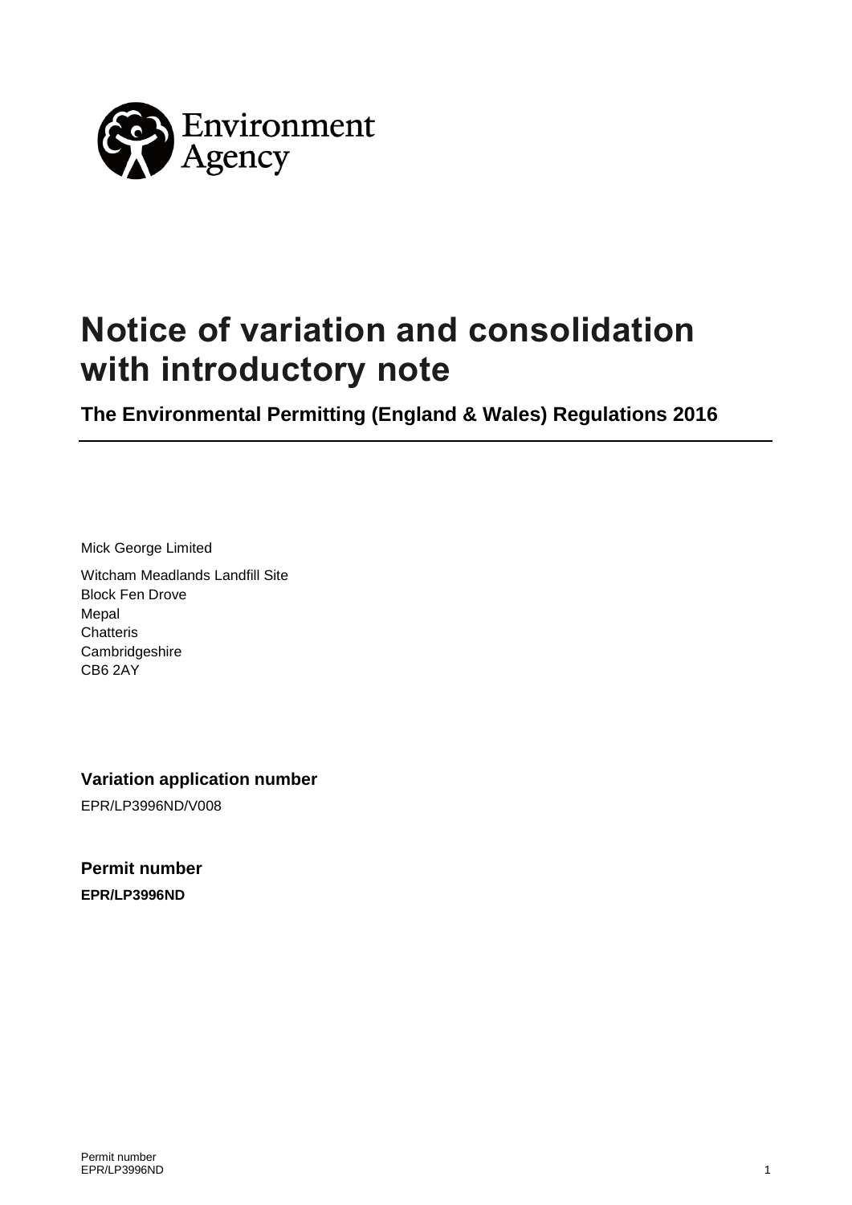# Notice of variation and consolidation with introductory note

**The Environmental Permitting (England & Wales) Regulations 2016**

Mick George Limited

Witcham Meadlands Landfill Site
Block Fen Drove
Mepal
Chatteris
Cambridgeshire
CB6 2AY

### Variation application number

EPR/LP3996ND/V008

### Permit number

**EPR/LP3996ND**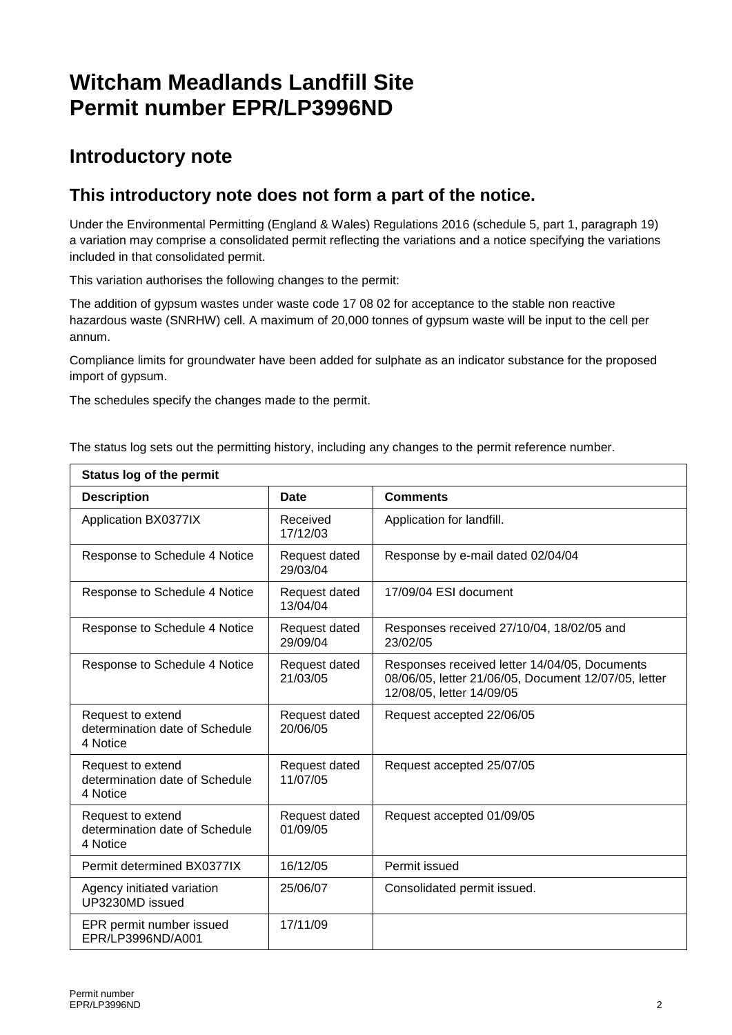# Witcham Meadlands Landfill Site
# Permit number EPR/LP3996ND

## Introductory note

### This introductory note does not form a part of the notice.

Under the Environmental Permitting (England & Wales) Regulations 2016 (schedule 5, part 1, paragraph 19) a variation may comprise a consolidated permit reflecting the variations and a notice specifying the variations included in that consolidated permit.

This variation authorises the following changes to the permit:

The addition of gypsum wastes under waste code 17 08 02 for acceptance to the stable non reactive hazardous waste (SNRHW) cell. A maximum of 20,000 tonnes of gypsum waste will be input to the cell per annum.

Compliance limits for groundwater have been added for sulphate as an indicator substance for the proposed import of gypsum.

The schedules specify the changes made to the permit.

The status log sets out the permitting history, including any changes to the permit reference number.

| **Status log of the permit** | | |
|---|---|---|
| **Description** | **Date** | **Comments** |
| Application BX0377IX | Received 17/12/03 | Application for landfill. |
| Response to Schedule 4 Notice | Request dated 29/03/04 | Response by e-mail dated 02/04/04 |
| Response to Schedule 4 Notice | Request dated 13/04/04 | 17/09/04 ESI document |
| Response to Schedule 4 Notice | Request dated 29/09/04 | Responses received 27/10/04, 18/02/05 and 23/02/05 |
| Response to Schedule 4 Notice | Request dated 21/03/05 | Responses received letter 14/04/05, Documents 08/06/05, letter 21/06/05, Document 12/07/05, letter 12/08/05, letter 14/09/05 |
| Request to extend determination date of Schedule 4 Notice | Request dated 20/06/05 | Request accepted 22/06/05 |
| Request to extend determination date of Schedule 4 Notice | Request dated 11/07/05 | Request accepted 25/07/05 |
| Request to extend determination date of Schedule 4 Notice | Request dated 01/09/05 | Request accepted 01/09/05 |
| Permit determined BX0377IX | 16/12/05 | Permit issued |
| Agency initiated variation UP3230MD issued | 25/06/07 | Consolidated permit issued. |
| EPR permit number issued EPR/LP3996ND/A001 | 17/11/09 | |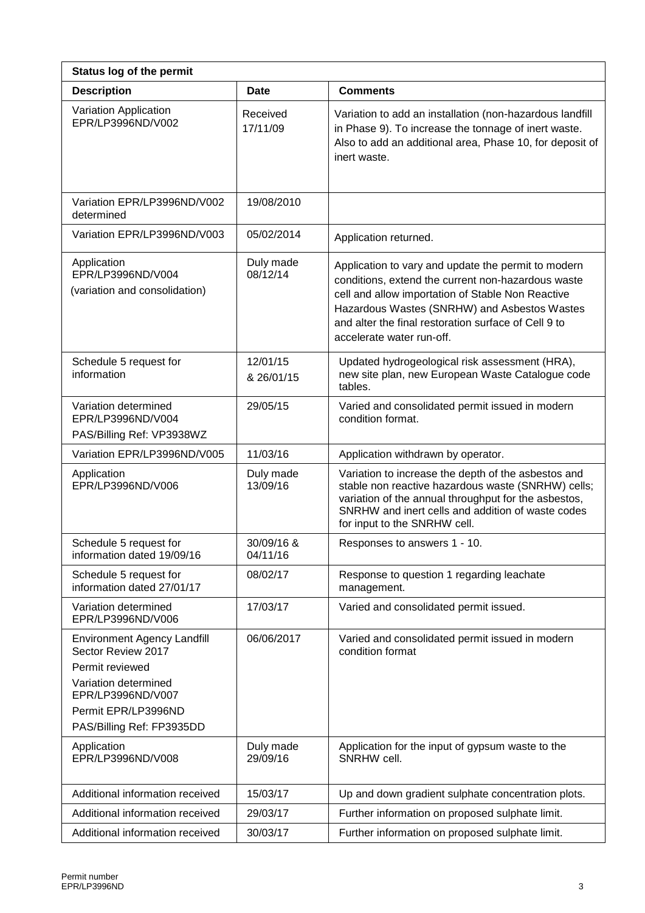| **Status log of the permit** | | |
|---|---|---|
| **Description** | **Date** | **Comments** |
| Variation Application EPR/LP3996ND/V002 | Received 17/11/09 | Variation to add an installation (non-hazardous landfill in Phase 9). To increase the tonnage of inert waste. Also to add an additional area, Phase 10, for deposit of inert waste. |
| Variation EPR/LP3996ND/V002 determined | 19/08/2010 | |
| Variation EPR/LP3996ND/V003 | 05/02/2014 | Application returned. |
| Application EPR/LP3996ND/V004 (variation and consolidation) | Duly made 08/12/14 | Application to vary and update the permit to modern conditions, extend the current non-hazardous waste cell and allow importation of Stable Non Reactive Hazardous Wastes (SNRHW) and Asbestos Wastes and alter the final restoration surface of Cell 9 to accelerate water run-off. |
| Schedule 5 request for information | 12/01/15 & 26/01/15 | Updated hydrogeological risk assessment (HRA), new site plan, new European Waste Catalogue code tables. |
| Variation determined EPR/LP3996ND/V004 PAS/Billing Ref: VP3938WZ | 29/05/15 | Varied and consolidated permit issued in modern condition format. |
| Variation EPR/LP3996ND/V005 | 11/03/16 | Application withdrawn by operator. |
| Application EPR/LP3996ND/V006 | Duly made 13/09/16 | Variation to increase the depth of the asbestos and stable non reactive hazardous waste (SNRHW) cells; variation of the annual throughput for the asbestos, SNRHW and inert cells and addition of waste codes for input to the SNRHW cell. |
| Schedule 5 request for information dated 19/09/16 | 30/09/16 & 04/11/16 | Responses to answers 1 - 10. |
| Schedule 5 request for information dated 27/01/17 | 08/02/17 | Response to question 1 regarding leachate management. |
| Variation determined EPR/LP3996ND/V006 | 17/03/17 | Varied and consolidated permit issued. |
| Environment Agency Landfill Sector Review 2017<br>Permit reviewed<br>Variation determined EPR/LP3996ND/V007<br>Permit EPR/LP3996ND<br>PAS/Billing Ref: FP3935DD | 06/06/2017 | Varied and consolidated permit issued in modern condition format |
| Application EPR/LP3996ND/V008 | Duly made 29/09/16 | Application for the input of gypsum waste to the SNRHW cell. |
| Additional information received | 15/03/17 | Up and down gradient sulphate concentration plots. |
| Additional information received | 29/03/17 | Further information on proposed sulphate limit. |
| Additional information received | 30/03/17 | Further information on proposed sulphate limit. |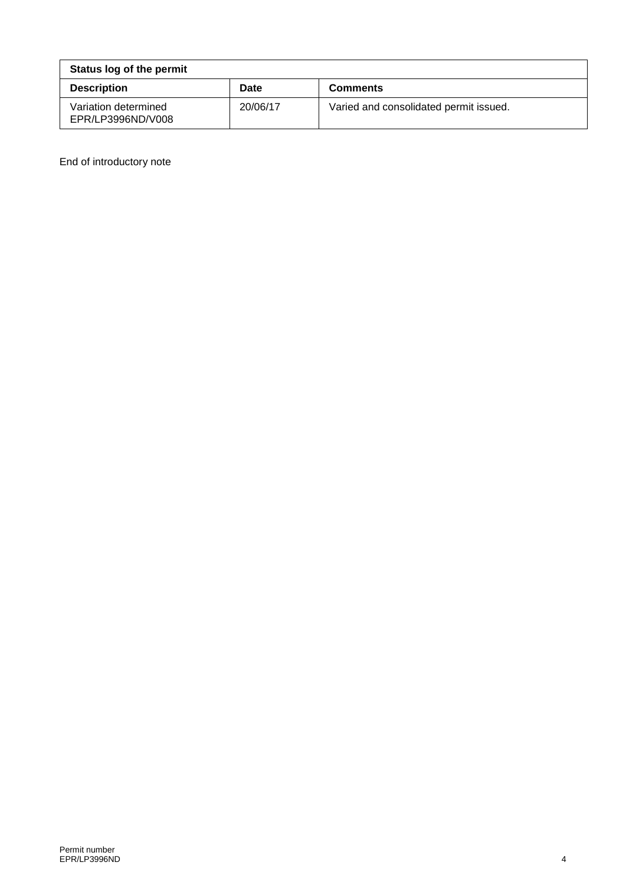| Status log of the permit | | |
|---|---|---|
| **Description** | **Date** | **Comments** |
| Variation determined EPR/LP3996ND/V008 | 20/06/17 | Varied and consolidated permit issued. |

End of introductory note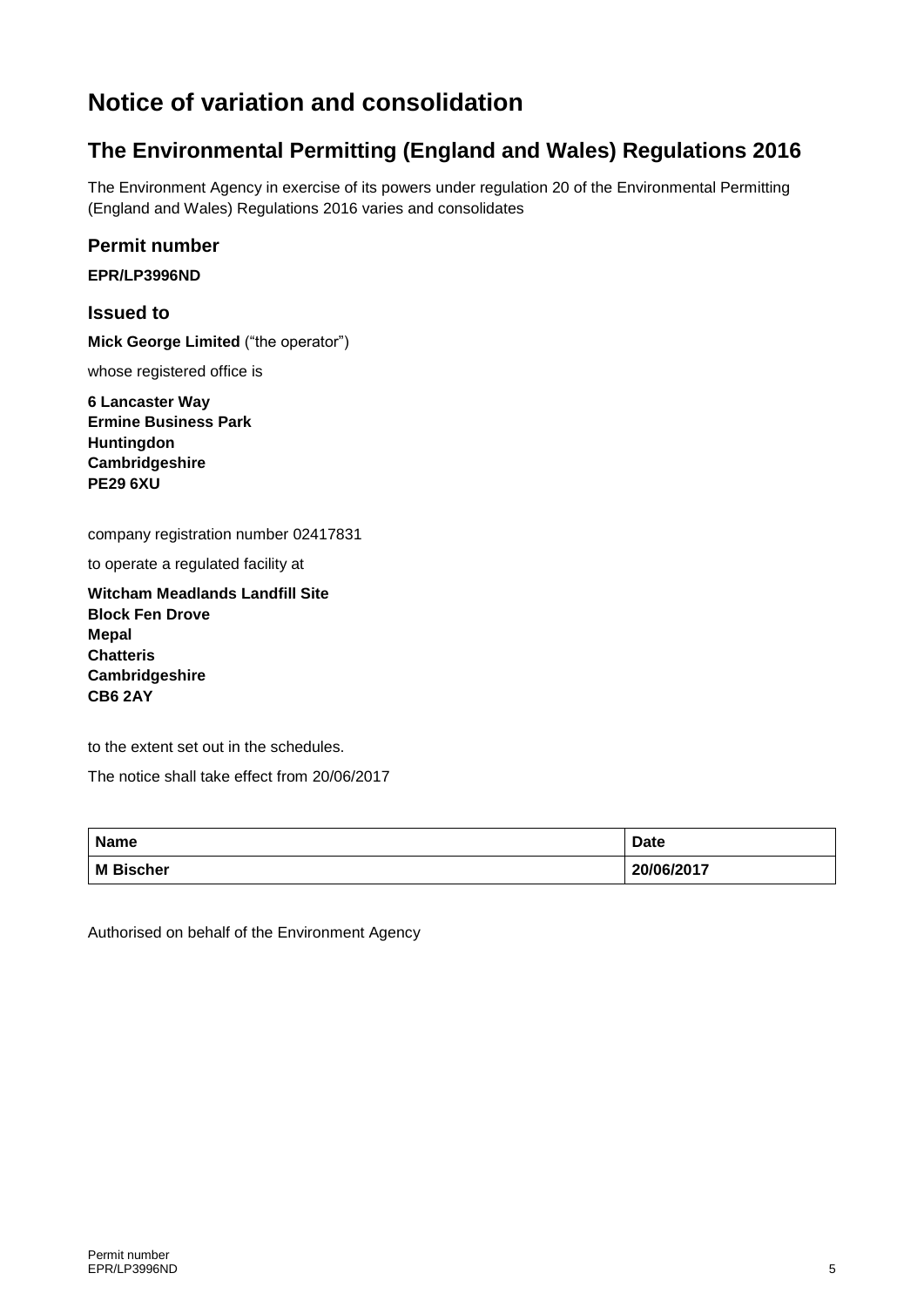# Notice of variation and consolidation

## The Environmental Permitting (England and Wales) Regulations 2016

The Environment Agency in exercise of its powers under regulation 20 of the Environmental Permitting (England and Wales) Regulations 2016 varies and consolidates

### Permit number

**EPR/LP3996ND**

### Issued to

**Mick George Limited** ("the operator")

whose registered office is

**6 Lancaster Way**
**Ermine Business Park**
**Huntingdon**
**Cambridgeshire**
**PE29 6XU**

company registration number 02417831

to operate a regulated facility at

**Witcham Meadlands Landfill Site**
**Block Fen Drove**
**Mepal**
**Chatteris**
**Cambridgeshire**
**CB6 2AY**

to the extent set out in the schedules.

The notice shall take effect from 20/06/2017

| Name | Date |
|---|---|
| **M Bischer** | **20/06/2017** |

Authorised on behalf of the Environment Agency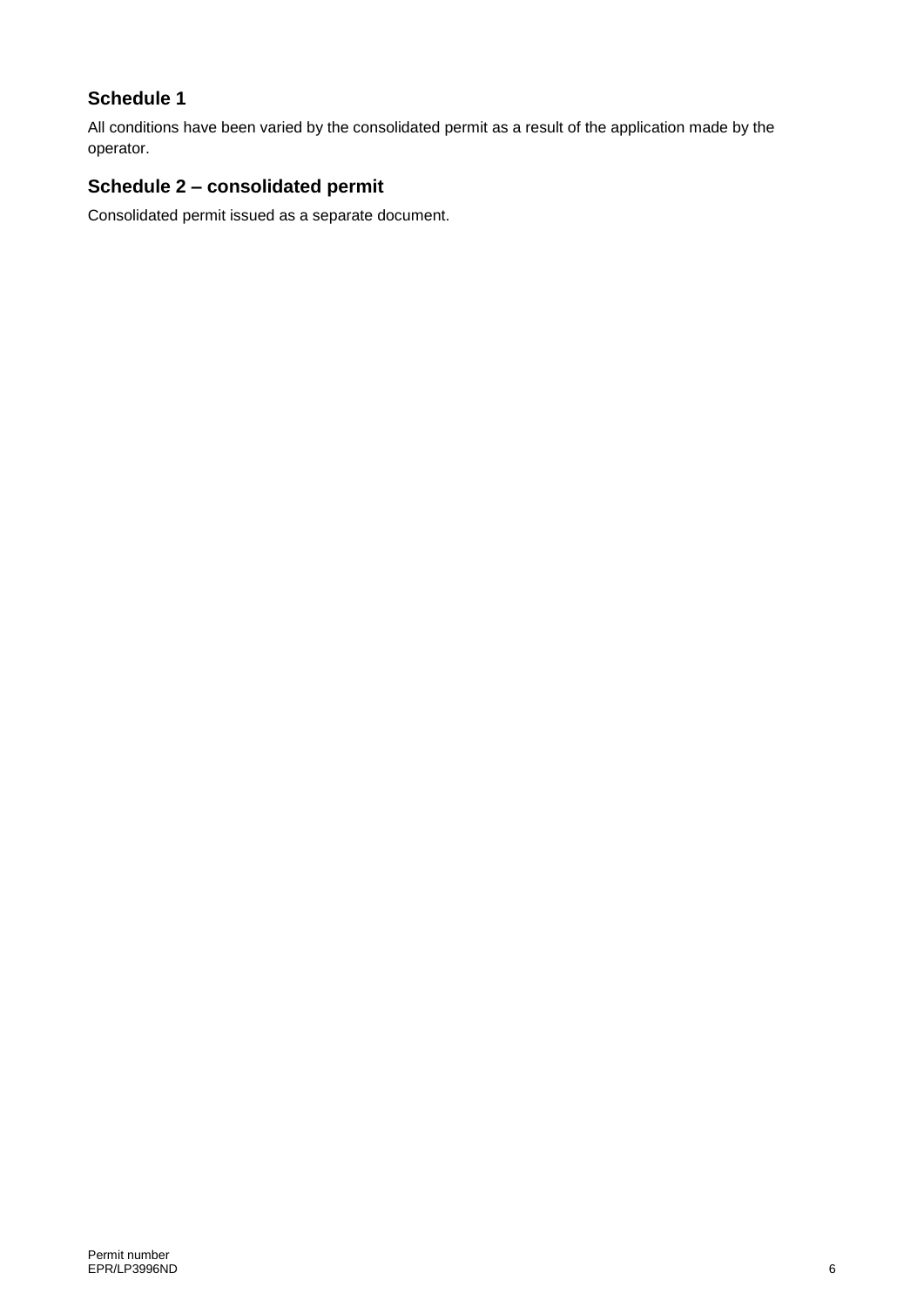## Schedule 1

All conditions have been varied by the consolidated permit as a result of the application made by the operator.

## Schedule 2 – consolidated permit

Consolidated permit issued as a separate document.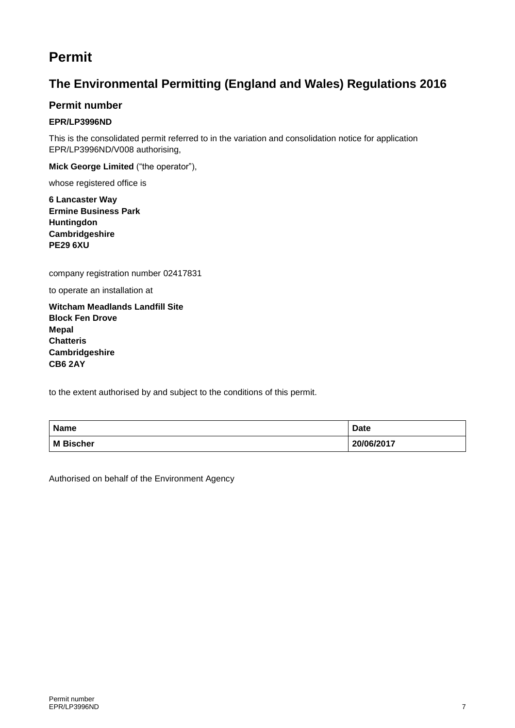# Permit

## The Environmental Permitting (England and Wales) Regulations 2016

### Permit number

**EPR/LP3996ND**

This is the consolidated permit referred to in the variation and consolidation notice for application EPR/LP3996ND/V008 authorising,

**Mick George Limited** ("the operator"),

whose registered office is

**6 Lancaster Way**
**Ermine Business Park**
**Huntingdon**
**Cambridgeshire**
**PE29 6XU**

company registration number 02417831

to operate an installation at

**Witcham Meadlands Landfill Site**
**Block Fen Drove**
**Mepal**
**Chatteris**
**Cambridgeshire**
**CB6 2AY**

to the extent authorised by and subject to the conditions of this permit.

| Name | Date |
|---|---|
| M Bischer | 20/06/2017 |

Authorised on behalf of the Environment Agency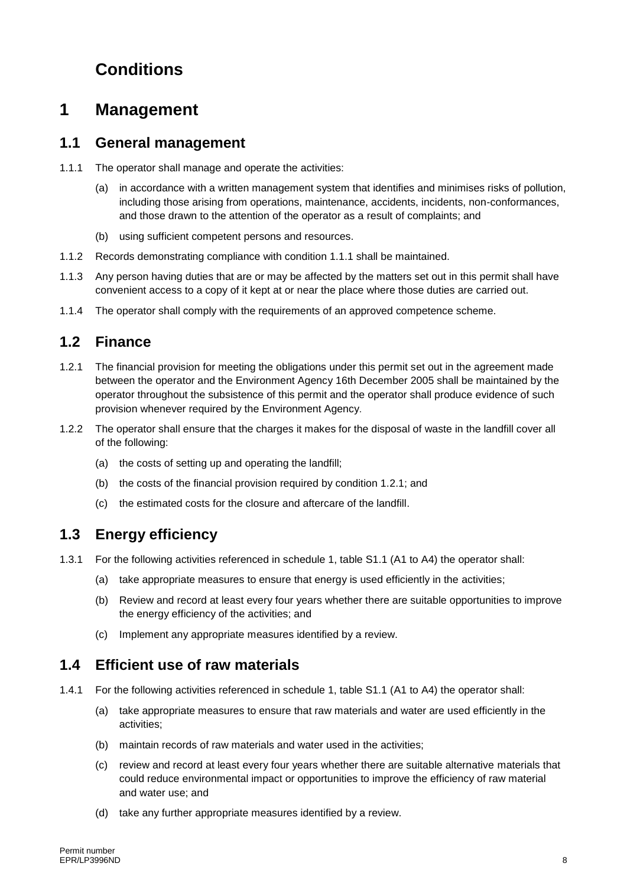# Conditions

## 1 Management

### 1.1 General management

1.1.1 The operator shall manage and operate the activities:

(a) in accordance with a written management system that identifies and minimises risks of pollution, including those arising from operations, maintenance, accidents, incidents, non-conformances, and those drawn to the attention of the operator as a result of complaints; and

(b) using sufficient competent persons and resources.

1.1.2 Records demonstrating compliance with condition 1.1.1 shall be maintained.

1.1.3 Any person having duties that are or may be affected by the matters set out in this permit shall have convenient access to a copy of it kept at or near the place where those duties are carried out.

1.1.4 The operator shall comply with the requirements of an approved competence scheme.

### 1.2 Finance

1.2.1 The financial provision for meeting the obligations under this permit set out in the agreement made between the operator and the Environment Agency 16th December 2005 shall be maintained by the operator throughout the subsistence of this permit and the operator shall produce evidence of such provision whenever required by the Environment Agency.

1.2.2 The operator shall ensure that the charges it makes for the disposal of waste in the landfill cover all of the following:

(a) the costs of setting up and operating the landfill;

(b) the costs of the financial provision required by condition 1.2.1; and

(c) the estimated costs for the closure and aftercare of the landfill.

### 1.3 Energy efficiency

1.3.1 For the following activities referenced in schedule 1, table S1.1 (A1 to A4) the operator shall:

(a) take appropriate measures to ensure that energy is used efficiently in the activities;

(b) Review and record at least every four years whether there are suitable opportunities to improve the energy efficiency of the activities; and

(c) Implement any appropriate measures identified by a review.

### 1.4 Efficient use of raw materials

1.4.1 For the following activities referenced in schedule 1, table S1.1 (A1 to A4) the operator shall:

(a) take appropriate measures to ensure that raw materials and water are used efficiently in the activities;

(b) maintain records of raw materials and water used in the activities;

(c) review and record at least every four years whether there are suitable alternative materials that could reduce environmental impact or opportunities to improve the efficiency of raw material and water use; and

(d) take any further appropriate measures identified by a review.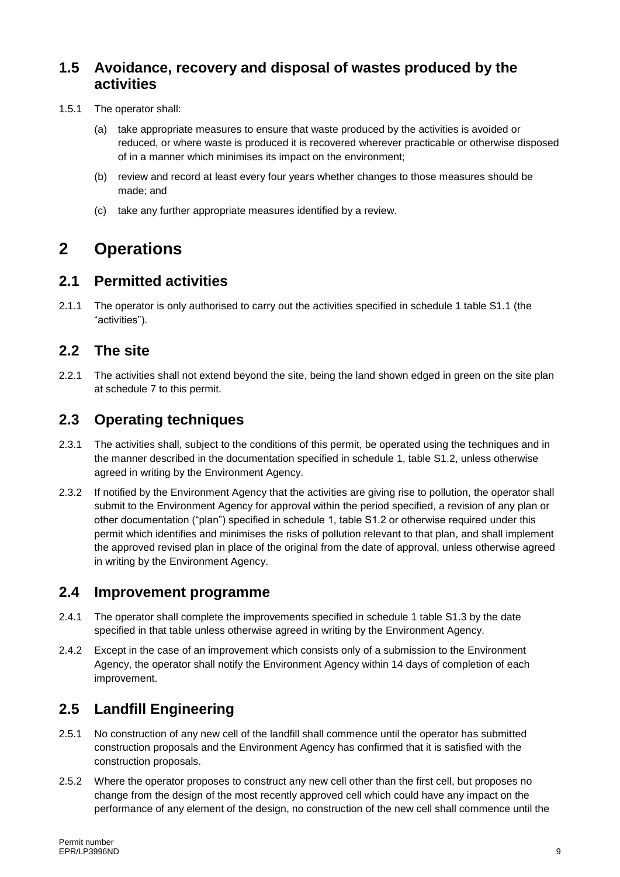### 1.5 Avoidance, recovery and disposal of wastes produced by the activities

1.5.1 The operator shall:

(a) take appropriate measures to ensure that waste produced by the activities is avoided or reduced, or where waste is produced it is recovered wherever practicable or otherwise disposed of in a manner which minimises its impact on the environment;

(b) review and record at least every four years whether changes to those measures should be made; and

(c) take any further appropriate measures identified by a review.

## 2 Operations

### 2.1 Permitted activities

2.1.1 The operator is only authorised to carry out the activities specified in schedule 1 table S1.1 (the "activities").

### 2.2 The site

2.2.1 The activities shall not extend beyond the site, being the land shown edged in green on the site plan at schedule 7 to this permit.

### 2.3 Operating techniques

2.3.1 The activities shall, subject to the conditions of this permit, be operated using the techniques and in the manner described in the documentation specified in schedule 1, table S1.2, unless otherwise agreed in writing by the Environment Agency.

2.3.2 If notified by the Environment Agency that the activities are giving rise to pollution, the operator shall submit to the Environment Agency for approval within the period specified, a revision of any plan or other documentation ("plan") specified in schedule 1, table S1.2 or otherwise required under this permit which identifies and minimises the risks of pollution relevant to that plan, and shall implement the approved revised plan in place of the original from the date of approval, unless otherwise agreed in writing by the Environment Agency.

### 2.4 Improvement programme

2.4.1 The operator shall complete the improvements specified in schedule 1 table S1.3 by the date specified in that table unless otherwise agreed in writing by the Environment Agency.

2.4.2 Except in the case of an improvement which consists only of a submission to the Environment Agency, the operator shall notify the Environment Agency within 14 days of completion of each improvement.

### 2.5 Landfill Engineering

2.5.1 No construction of any new cell of the landfill shall commence until the operator has submitted construction proposals and the Environment Agency has confirmed that it is satisfied with the construction proposals.

2.5.2 Where the operator proposes to construct any new cell other than the first cell, but proposes no change from the design of the most recently approved cell which could have any impact on the performance of any element of the design, no construction of the new cell shall commence until the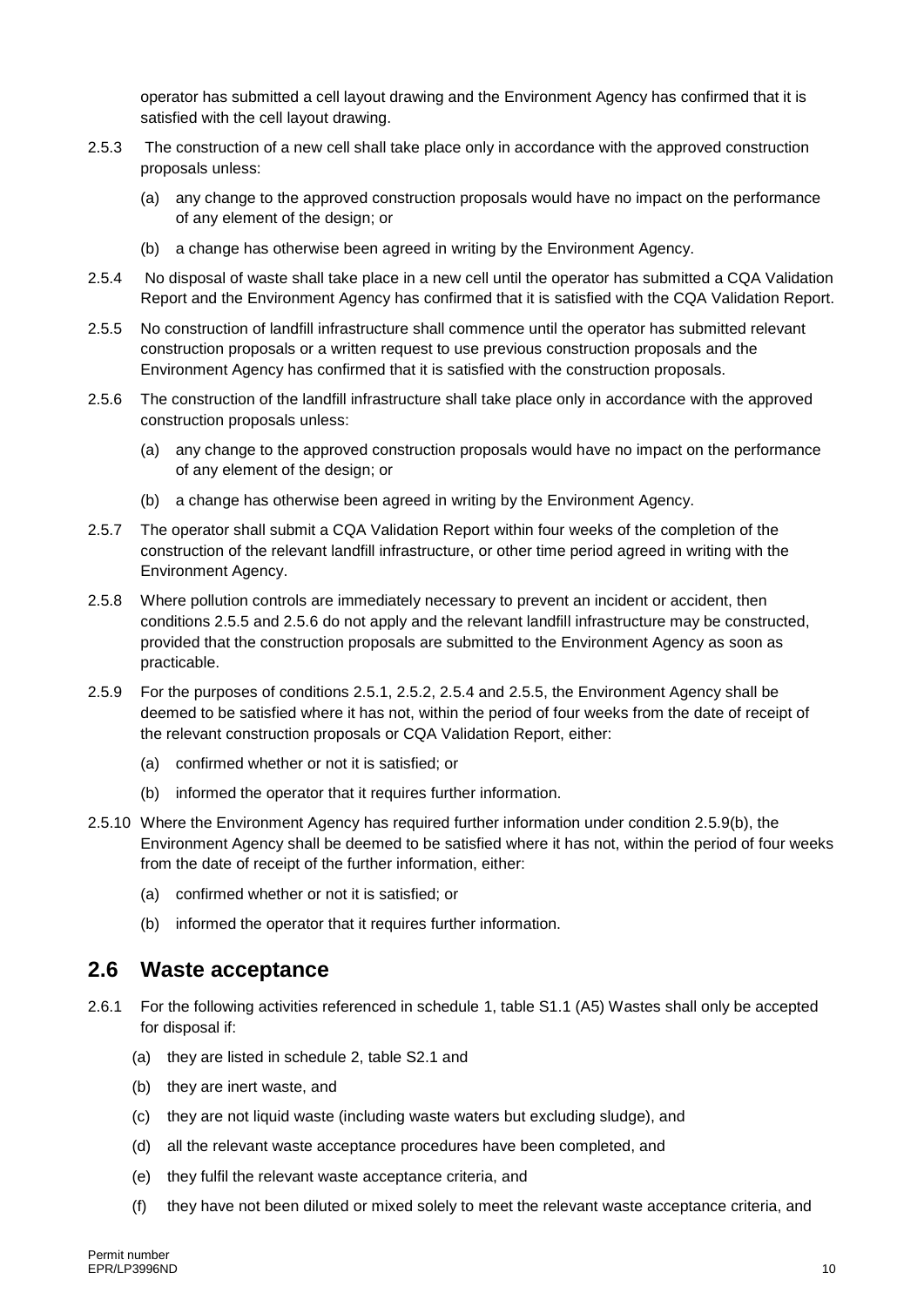operator has submitted a cell layout drawing and the Environment Agency has confirmed that it is satisfied with the cell layout drawing.

2.5.3 The construction of a new cell shall take place only in accordance with the approved construction proposals unless:

(a) any change to the approved construction proposals would have no impact on the performance of any element of the design; or

(b) a change has otherwise been agreed in writing by the Environment Agency.

2.5.4 No disposal of waste shall take place in a new cell until the operator has submitted a CQA Validation Report and the Environment Agency has confirmed that it is satisfied with the CQA Validation Report.

2.5.5 No construction of landfill infrastructure shall commence until the operator has submitted relevant construction proposals or a written request to use previous construction proposals and the Environment Agency has confirmed that it is satisfied with the construction proposals.

2.5.6 The construction of the landfill infrastructure shall take place only in accordance with the approved construction proposals unless:

(a) any change to the approved construction proposals would have no impact on the performance of any element of the design; or

(b) a change has otherwise been agreed in writing by the Environment Agency.

2.5.7 The operator shall submit a CQA Validation Report within four weeks of the completion of the construction of the relevant landfill infrastructure, or other time period agreed in writing with the Environment Agency.

2.5.8 Where pollution controls are immediately necessary to prevent an incident or accident, then conditions 2.5.5 and 2.5.6 do not apply and the relevant landfill infrastructure may be constructed, provided that the construction proposals are submitted to the Environment Agency as soon as practicable.

2.5.9 For the purposes of conditions 2.5.1, 2.5.2, 2.5.4 and 2.5.5, the Environment Agency shall be deemed to be satisfied where it has not, within the period of four weeks from the date of receipt of the relevant construction proposals or CQA Validation Report, either:

(a) confirmed whether or not it is satisfied; or

(b) informed the operator that it requires further information.

2.5.10 Where the Environment Agency has required further information under condition 2.5.9(b), the Environment Agency shall be deemed to be satisfied where it has not, within the period of four weeks from the date of receipt of the further information, either:

(a) confirmed whether or not it is satisfied; or

(b) informed the operator that it requires further information.

## 2.6 Waste acceptance

2.6.1 For the following activities referenced in schedule 1, table S1.1 (A5) Wastes shall only be accepted for disposal if:

(a) they are listed in schedule 2, table S2.1 and

(b) they are inert waste, and

(c) they are not liquid waste (including waste waters but excluding sludge), and

(d) all the relevant waste acceptance procedures have been completed, and

(e) they fulfil the relevant waste acceptance criteria, and

(f) they have not been diluted or mixed solely to meet the relevant waste acceptance criteria, and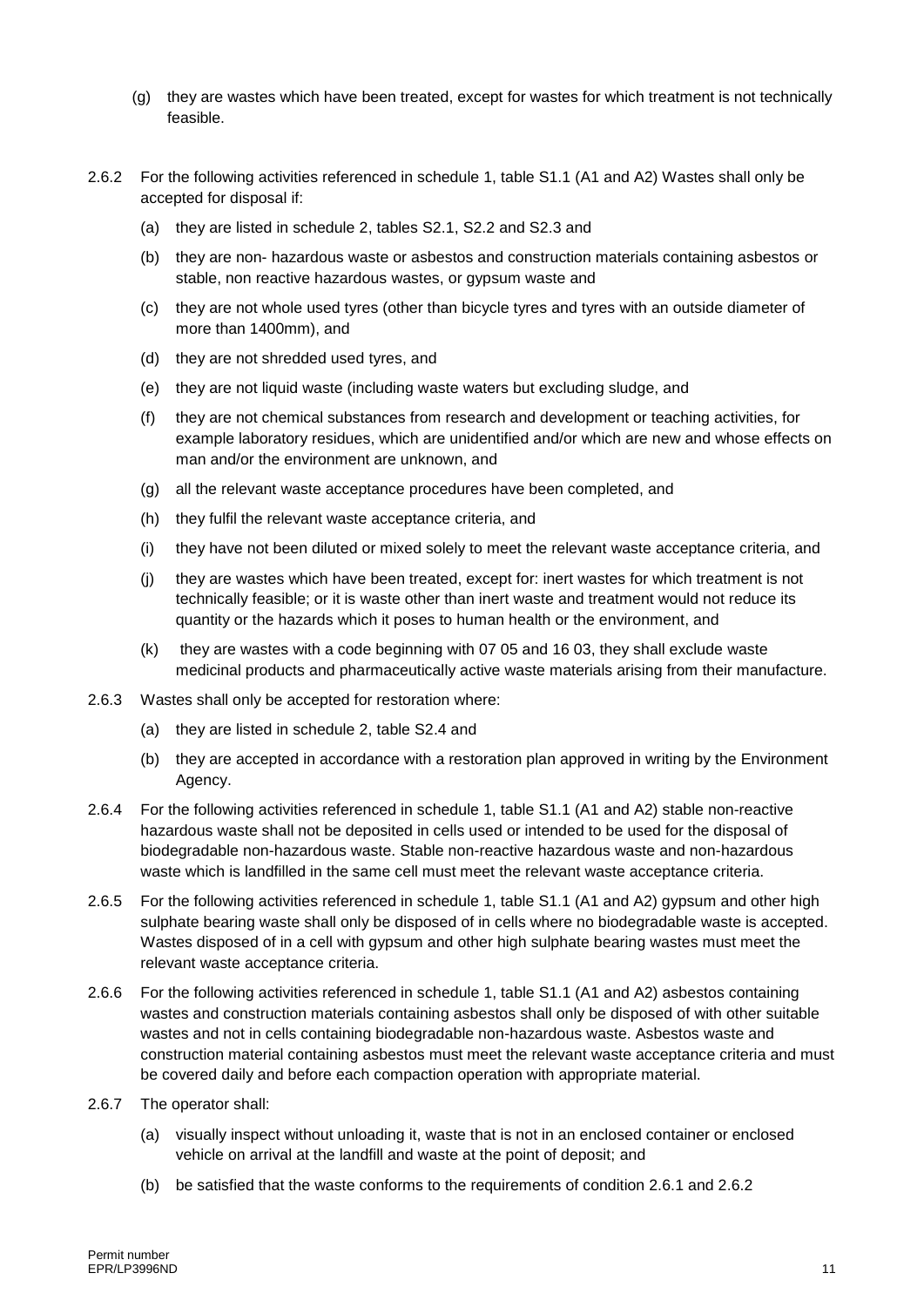(g) they are wastes which have been treated, except for wastes for which treatment is not technically feasible.

2.6.2 For the following activities referenced in schedule 1, table S1.1 (A1 and A2) Wastes shall only be accepted for disposal if:

(a) they are listed in schedule 2, tables S2.1, S2.2 and S2.3 and

(b) they are non- hazardous waste or asbestos and construction materials containing asbestos or stable, non reactive hazardous wastes, or gypsum waste and

(c) they are not whole used tyres (other than bicycle tyres and tyres with an outside diameter of more than 1400mm), and

(d) they are not shredded used tyres, and

(e) they are not liquid waste (including waste waters but excluding sludge, and

(f) they are not chemical substances from research and development or teaching activities, for example laboratory residues, which are unidentified and/or which are new and whose effects on man and/or the environment are unknown, and

(g) all the relevant waste acceptance procedures have been completed, and

(h) they fulfil the relevant waste acceptance criteria, and

(i) they have not been diluted or mixed solely to meet the relevant waste acceptance criteria, and

(j) they are wastes which have been treated, except for: inert wastes for which treatment is not technically feasible; or it is waste other than inert waste and treatment would not reduce its quantity or the hazards which it poses to human health or the environment, and

(k) they are wastes with a code beginning with 07 05 and 16 03, they shall exclude waste medicinal products and pharmaceutically active waste materials arising from their manufacture.

2.6.3 Wastes shall only be accepted for restoration where:

(a) they are listed in schedule 2, table S2.4 and

(b) they are accepted in accordance with a restoration plan approved in writing by the Environment Agency.

2.6.4 For the following activities referenced in schedule 1, table S1.1 (A1 and A2) stable non-reactive hazardous waste shall not be deposited in cells used or intended to be used for the disposal of biodegradable non-hazardous waste. Stable non-reactive hazardous waste and non-hazardous waste which is landfilled in the same cell must meet the relevant waste acceptance criteria.

2.6.5 For the following activities referenced in schedule 1, table S1.1 (A1 and A2) gypsum and other high sulphate bearing waste shall only be disposed of in cells where no biodegradable waste is accepted. Wastes disposed of in a cell with gypsum and other high sulphate bearing wastes must meet the relevant waste acceptance criteria.

2.6.6 For the following activities referenced in schedule 1, table S1.1 (A1 and A2) asbestos containing wastes and construction materials containing asbestos shall only be disposed of with other suitable wastes and not in cells containing biodegradable non-hazardous waste. Asbestos waste and construction material containing asbestos must meet the relevant waste acceptance criteria and must be covered daily and before each compaction operation with appropriate material.

2.6.7 The operator shall:

(a) visually inspect without unloading it, waste that is not in an enclosed container or enclosed vehicle on arrival at the landfill and waste at the point of deposit; and

(b) be satisfied that the waste conforms to the requirements of condition 2.6.1 and 2.6.2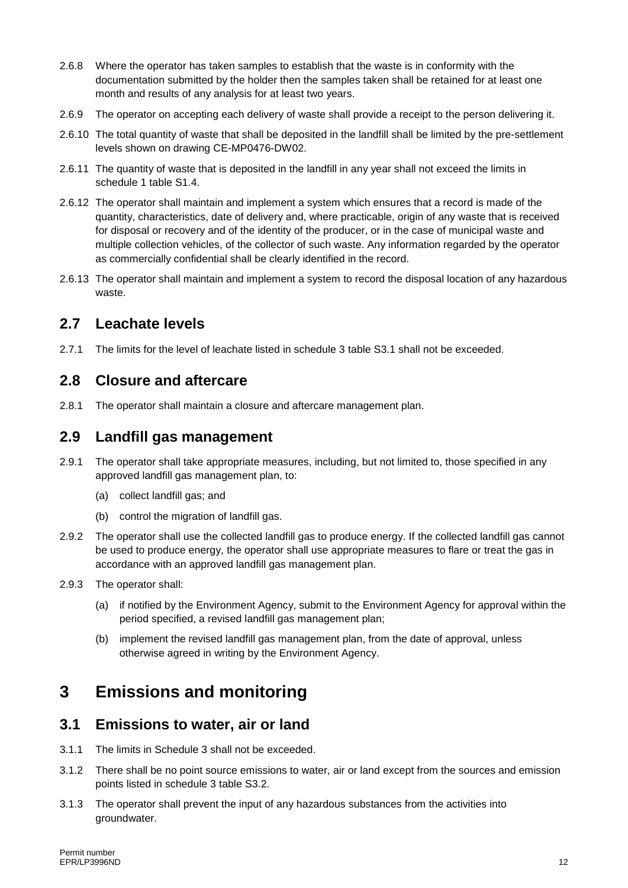2.6.8 Where the operator has taken samples to establish that the waste is in conformity with the documentation submitted by the holder then the samples taken shall be retained for at least one month and results of any analysis for at least two years.

2.6.9 The operator on accepting each delivery of waste shall provide a receipt to the person delivering it.

2.6.10 The total quantity of waste that shall be deposited in the landfill shall be limited by the pre-settlement levels shown on drawing CE-MP0476-DW02.

2.6.11 The quantity of waste that is deposited in the landfill in any year shall not exceed the limits in schedule 1 table S1.4.

2.6.12 The operator shall maintain and implement a system which ensures that a record is made of the quantity, characteristics, date of delivery and, where practicable, origin of any waste that is received for disposal or recovery and of the identity of the producer, or in the case of municipal waste and multiple collection vehicles, of the collector of such waste. Any information regarded by the operator as commercially confidential shall be clearly identified in the record.

2.6.13 The operator shall maintain and implement a system to record the disposal location of any hazardous waste.

## 2.7 Leachate levels

2.7.1 The limits for the level of leachate listed in schedule 3 table S3.1 shall not be exceeded.

## 2.8 Closure and aftercare

2.8.1 The operator shall maintain a closure and aftercare management plan.

## 2.9 Landfill gas management

2.9.1 The operator shall take appropriate measures, including, but not limited to, those specified in any approved landfill gas management plan, to:

(a) collect landfill gas; and

(b) control the migration of landfill gas.

2.9.2 The operator shall use the collected landfill gas to produce energy. If the collected landfill gas cannot be used to produce energy, the operator shall use appropriate measures to flare or treat the gas in accordance with an approved landfill gas management plan.

2.9.3 The operator shall:

(a) if notified by the Environment Agency, submit to the Environment Agency for approval within the period specified, a revised landfill gas management plan;

(b) implement the revised landfill gas management plan, from the date of approval, unless otherwise agreed in writing by the Environment Agency.

# 3 Emissions and monitoring

## 3.1 Emissions to water, air or land

3.1.1 The limits in Schedule 3 shall not be exceeded.

3.1.2 There shall be no point source emissions to water, air or land except from the sources and emission points listed in schedule 3 table S3.2.

3.1.3 The operator shall prevent the input of any hazardous substances from the activities into groundwater.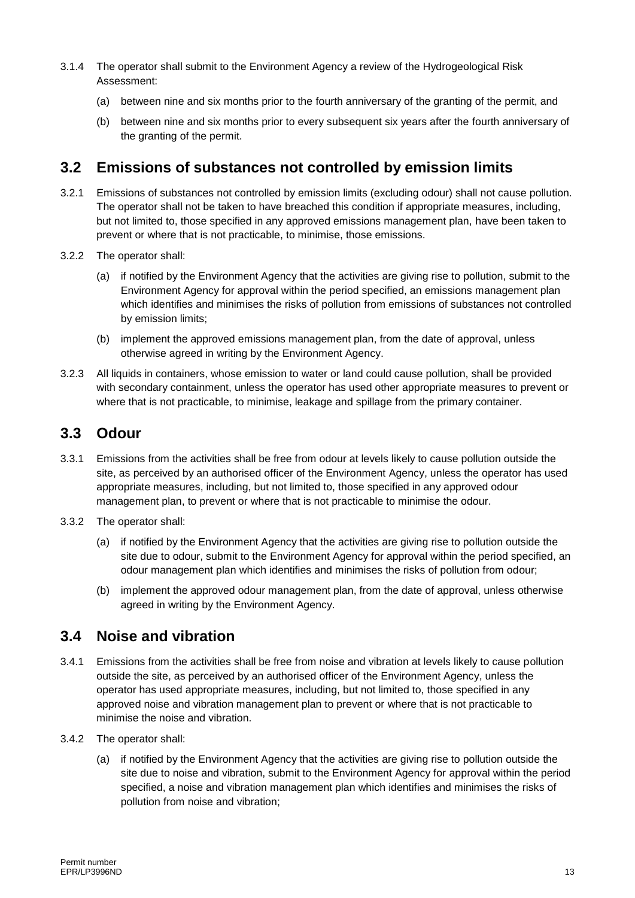3.1.4 The operator shall submit to the Environment Agency a review of the Hydrogeological Risk Assessment:

(a) between nine and six months prior to the fourth anniversary of the granting of the permit, and

(b) between nine and six months prior to every subsequent six years after the fourth anniversary of the granting of the permit.

## 3.2 Emissions of substances not controlled by emission limits

3.2.1 Emissions of substances not controlled by emission limits (excluding odour) shall not cause pollution. The operator shall not be taken to have breached this condition if appropriate measures, including, but not limited to, those specified in any approved emissions management plan, have been taken to prevent or where that is not practicable, to minimise, those emissions.

3.2.2 The operator shall:

(a) if notified by the Environment Agency that the activities are giving rise to pollution, submit to the Environment Agency for approval within the period specified, an emissions management plan which identifies and minimises the risks of pollution from emissions of substances not controlled by emission limits;

(b) implement the approved emissions management plan, from the date of approval, unless otherwise agreed in writing by the Environment Agency.

3.2.3 All liquids in containers, whose emission to water or land could cause pollution, shall be provided with secondary containment, unless the operator has used other appropriate measures to prevent or where that is not practicable, to minimise, leakage and spillage from the primary container.

## 3.3 Odour

3.3.1 Emissions from the activities shall be free from odour at levels likely to cause pollution outside the site, as perceived by an authorised officer of the Environment Agency, unless the operator has used appropriate measures, including, but not limited to, those specified in any approved odour management plan, to prevent or where that is not practicable to minimise the odour.

3.3.2 The operator shall:

(a) if notified by the Environment Agency that the activities are giving rise to pollution outside the site due to odour, submit to the Environment Agency for approval within the period specified, an odour management plan which identifies and minimises the risks of pollution from odour;

(b) implement the approved odour management plan, from the date of approval, unless otherwise agreed in writing by the Environment Agency.

## 3.4 Noise and vibration

3.4.1 Emissions from the activities shall be free from noise and vibration at levels likely to cause pollution outside the site, as perceived by an authorised officer of the Environment Agency, unless the operator has used appropriate measures, including, but not limited to, those specified in any approved noise and vibration management plan to prevent or where that is not practicable to minimise the noise and vibration.

3.4.2 The operator shall:

(a) if notified by the Environment Agency that the activities are giving rise to pollution outside the site due to noise and vibration, submit to the Environment Agency for approval within the period specified, a noise and vibration management plan which identifies and minimises the risks of pollution from noise and vibration;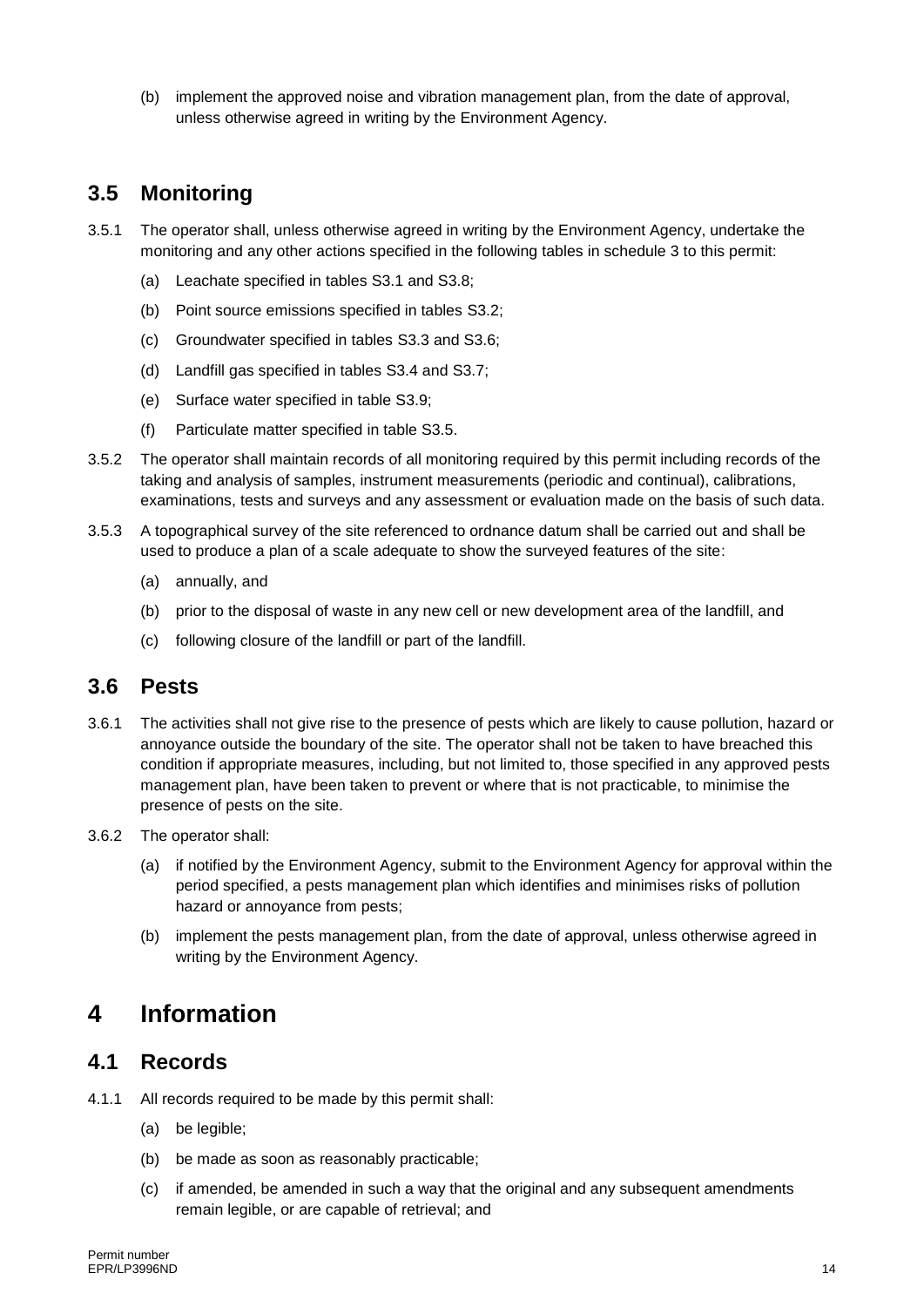(b) implement the approved noise and vibration management plan, from the date of approval, unless otherwise agreed in writing by the Environment Agency.

## 3.5 Monitoring

3.5.1 The operator shall, unless otherwise agreed in writing by the Environment Agency, undertake the monitoring and any other actions specified in the following tables in schedule 3 to this permit:

(a) Leachate specified in tables S3.1 and S3.8;

(b) Point source emissions specified in tables S3.2;

(c) Groundwater specified in tables S3.3 and S3.6;

(d) Landfill gas specified in tables S3.4 and S3.7;

(e) Surface water specified in table S3.9;

(f) Particulate matter specified in table S3.5.

3.5.2 The operator shall maintain records of all monitoring required by this permit including records of the taking and analysis of samples, instrument measurements (periodic and continual), calibrations, examinations, tests and surveys and any assessment or evaluation made on the basis of such data.

3.5.3 A topographical survey of the site referenced to ordnance datum shall be carried out and shall be used to produce a plan of a scale adequate to show the surveyed features of the site:

(a) annually, and

(b) prior to the disposal of waste in any new cell or new development area of the landfill, and

(c) following closure of the landfill or part of the landfill.

## 3.6 Pests

3.6.1 The activities shall not give rise to the presence of pests which are likely to cause pollution, hazard or annoyance outside the boundary of the site. The operator shall not be taken to have breached this condition if appropriate measures, including, but not limited to, those specified in any approved pests management plan, have been taken to prevent or where that is not practicable, to minimise the presence of pests on the site.

3.6.2 The operator shall:

(a) if notified by the Environment Agency, submit to the Environment Agency for approval within the period specified, a pests management plan which identifies and minimises risks of pollution hazard or annoyance from pests;

(b) implement the pests management plan, from the date of approval, unless otherwise agreed in writing by the Environment Agency.

# 4 Information

## 4.1 Records

4.1.1 All records required to be made by this permit shall:

(a) be legible;

(b) be made as soon as reasonably practicable;

(c) if amended, be amended in such a way that the original and any subsequent amendments remain legible, or are capable of retrieval; and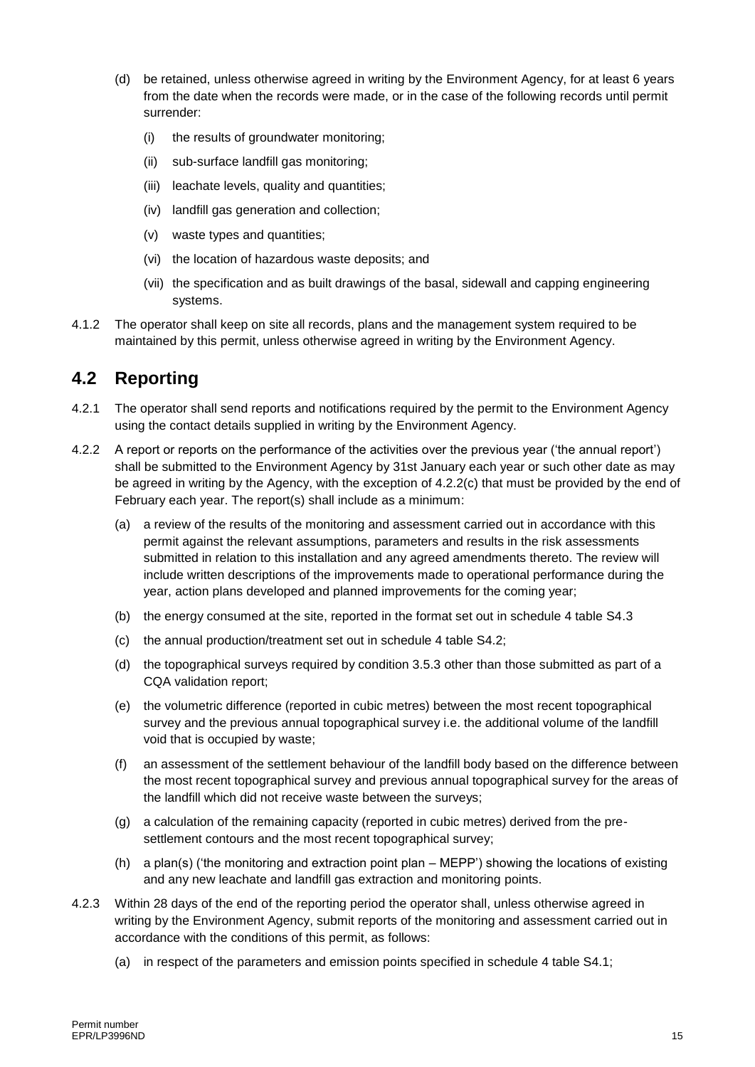(d) be retained, unless otherwise agreed in writing by the Environment Agency, for at least 6 years from the date when the records were made, or in the case of the following records until permit surrender:

  (i) the results of groundwater monitoring;

  (ii) sub-surface landfill gas monitoring;

  (iii) leachate levels, quality and quantities;

  (iv) landfill gas generation and collection;

  (v) waste types and quantities;

  (vi) the location of hazardous waste deposits; and

  (vii) the specification and as built drawings of the basal, sidewall and capping engineering systems.

4.1.2 The operator shall keep on site all records, plans and the management system required to be maintained by this permit, unless otherwise agreed in writing by the Environment Agency.

## 4.2 Reporting

4.2.1 The operator shall send reports and notifications required by the permit to the Environment Agency using the contact details supplied in writing by the Environment Agency.

4.2.2 A report or reports on the performance of the activities over the previous year ('the annual report') shall be submitted to the Environment Agency by 31st January each year or such other date as may be agreed in writing by the Agency, with the exception of 4.2.2(c) that must be provided by the end of February each year. The report(s) shall include as a minimum:

(a) a review of the results of the monitoring and assessment carried out in accordance with this permit against the relevant assumptions, parameters and results in the risk assessments submitted in relation to this installation and any agreed amendments thereto. The review will include written descriptions of the improvements made to operational performance during the year, action plans developed and planned improvements for the coming year;

(b) the energy consumed at the site, reported in the format set out in schedule 4 table S4.3

(c) the annual production/treatment set out in schedule 4 table S4.2;

(d) the topographical surveys required by condition 3.5.3 other than those submitted as part of a CQA validation report;

(e) the volumetric difference (reported in cubic metres) between the most recent topographical survey and the previous annual topographical survey i.e. the additional volume of the landfill void that is occupied by waste;

(f) an assessment of the settlement behaviour of the landfill body based on the difference between the most recent topographical survey and previous annual topographical survey for the areas of the landfill which did not receive waste between the surveys;

(g) a calculation of the remaining capacity (reported in cubic metres) derived from the pre-settlement contours and the most recent topographical survey;

(h) a plan(s) ('the monitoring and extraction point plan – MEPP') showing the locations of existing and any new leachate and landfill gas extraction and monitoring points.

4.2.3 Within 28 days of the end of the reporting period the operator shall, unless otherwise agreed in writing by the Environment Agency, submit reports of the monitoring and assessment carried out in accordance with the conditions of this permit, as follows:

(a) in respect of the parameters and emission points specified in schedule 4 table S4.1;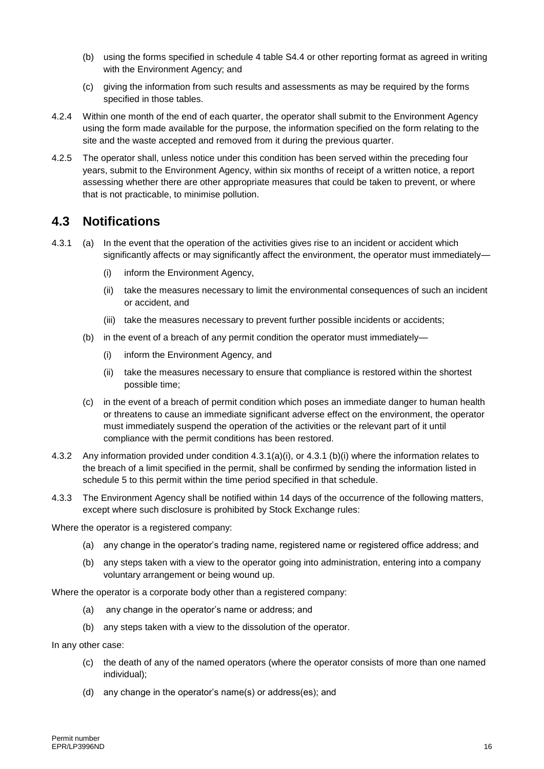(b) using the forms specified in schedule 4 table S4.4 or other reporting format as agreed in writing with the Environment Agency; and

(c) giving the information from such results and assessments as may be required by the forms specified in those tables.

4.2.4 Within one month of the end of each quarter, the operator shall submit to the Environment Agency using the form made available for the purpose, the information specified on the form relating to the site and the waste accepted and removed from it during the previous quarter.

4.2.5 The operator shall, unless notice under this condition has been served within the preceding four years, submit to the Environment Agency, within six months of receipt of a written notice, a report assessing whether there are other appropriate measures that could be taken to prevent, or where that is not practicable, to minimise pollution.

## 4.3 Notifications

4.3.1 (a) In the event that the operation of the activities gives rise to an incident or accident which significantly affects or may significantly affect the environment, the operator must immediately—

(i) inform the Environment Agency,

(ii) take the measures necessary to limit the environmental consequences of such an incident or accident, and

(iii) take the measures necessary to prevent further possible incidents or accidents;

(b) in the event of a breach of any permit condition the operator must immediately—

(i) inform the Environment Agency, and

(ii) take the measures necessary to ensure that compliance is restored within the shortest possible time;

(c) in the event of a breach of permit condition which poses an immediate danger to human health or threatens to cause an immediate significant adverse effect on the environment, the operator must immediately suspend the operation of the activities or the relevant part of it until compliance with the permit conditions has been restored.

4.3.2 Any information provided under condition 4.3.1(a)(i), or 4.3.1 (b)(i) where the information relates to the breach of a limit specified in the permit, shall be confirmed by sending the information listed in schedule 5 to this permit within the time period specified in that schedule.

4.3.3 The Environment Agency shall be notified within 14 days of the occurrence of the following matters, except where such disclosure is prohibited by Stock Exchange rules:

Where the operator is a registered company:

(a) any change in the operator's trading name, registered name or registered office address; and

(b) any steps taken with a view to the operator going into administration, entering into a company voluntary arrangement or being wound up.

Where the operator is a corporate body other than a registered company:

(a) any change in the operator's name or address; and

(b) any steps taken with a view to the dissolution of the operator.

In any other case:

(c) the death of any of the named operators (where the operator consists of more than one named individual);

(d) any change in the operator's name(s) or address(es); and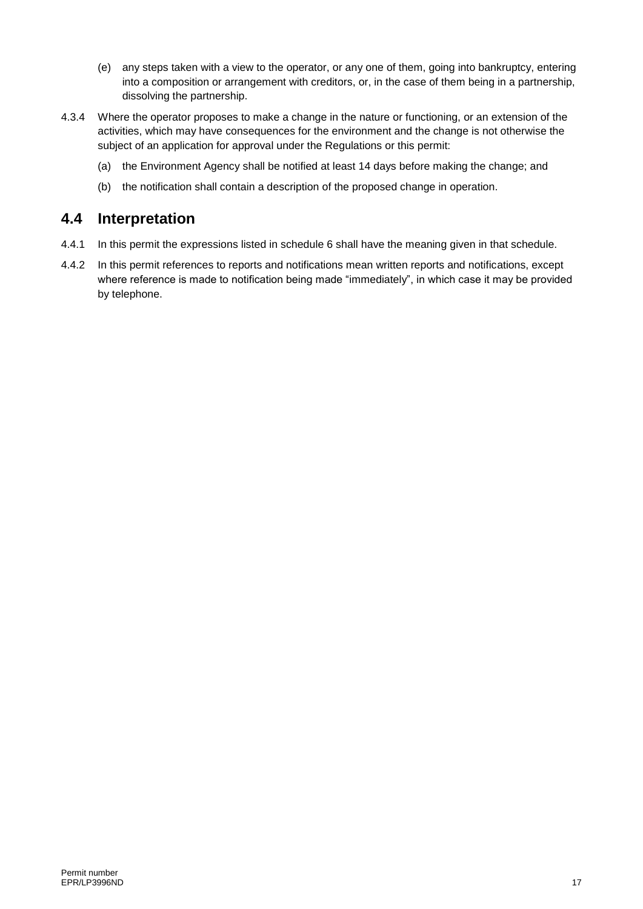(e) any steps taken with a view to the operator, or any one of them, going into bankruptcy, entering into a composition or arrangement with creditors, or, in the case of them being in a partnership, dissolving the partnership.

4.3.4 Where the operator proposes to make a change in the nature or functioning, or an extension of the activities, which may have consequences for the environment and the change is not otherwise the subject of an application for approval under the Regulations or this permit:

(a) the Environment Agency shall be notified at least 14 days before making the change; and

(b) the notification shall contain a description of the proposed change in operation.

## 4.4 Interpretation

4.4.1 In this permit the expressions listed in schedule 6 shall have the meaning given in that schedule.

4.4.2 In this permit references to reports and notifications mean written reports and notifications, except where reference is made to notification being made "immediately", in which case it may be provided by telephone.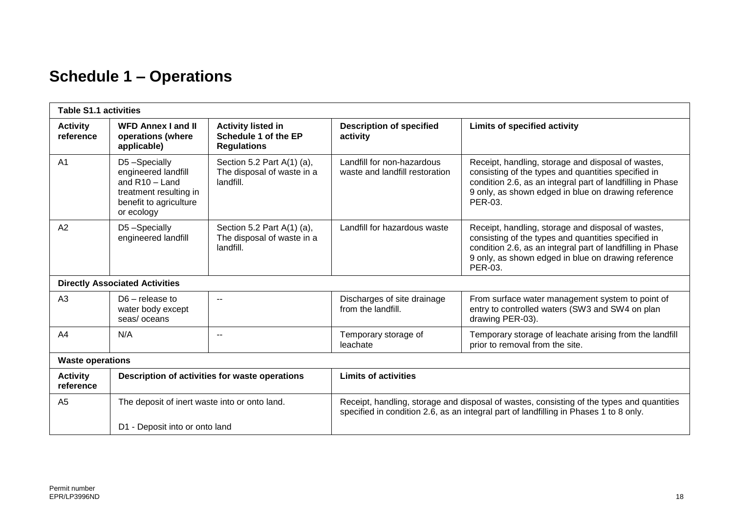# Schedule 1 – Operations

| Table S1.1 activities | | | | |
|---|---|---|---|---|
| **Activity reference** | **WFD Annex I and II operations (where applicable)** | **Activity listed in Schedule 1 of the EP Regulations** | **Description of specified activity** | **Limits of specified activity** |
| A1 | D5 –Specially engineered landfill and R10 – Land treatment resulting in benefit to agriculture or ecology | Section 5.2 Part A(1) (a), The disposal of waste in a landfill. | Landfill for non-hazardous waste and landfill restoration | Receipt, handling, storage and disposal of wastes, consisting of the types and quantities specified in condition 2.6, as an integral part of landfilling in Phase 9 only, as shown edged in blue on drawing reference PER-03. |
| A2 | D5 –Specially engineered landfill | Section 5.2 Part A(1) (a), The disposal of waste in a landfill. | Landfill for hazardous waste | Receipt, handling, storage and disposal of wastes, consisting of the types and quantities specified in condition 2.6, as an integral part of landfilling in Phase 9 only, as shown edged in blue on drawing reference PER-03. |
| **Directly Associated Activities** | | | | |
| A3 | D6 – release to water body except seas/ oceans | -- | Discharges of site drainage from the landfill. | From surface water management system to point of entry to controlled waters (SW3 and SW4 on plan drawing PER-03). |
| A4 | N/A | -- | Temporary storage of leachate | Temporary storage of leachate arising from the landfill prior to removal from the site. |
| **Waste operations** | | | | |
| **Activity reference** | **Description of activities for waste operations** | | **Limits of activities** | |
| A5 | The deposit of inert waste into or onto land.<br><br>D1 - Deposit into or onto land | | Receipt, handling, storage and disposal of wastes, consisting of the types and quantities specified in condition 2.6, as an integral part of landfilling in Phases 1 to 8 only. | |

Permit number
EPR/LP3996ND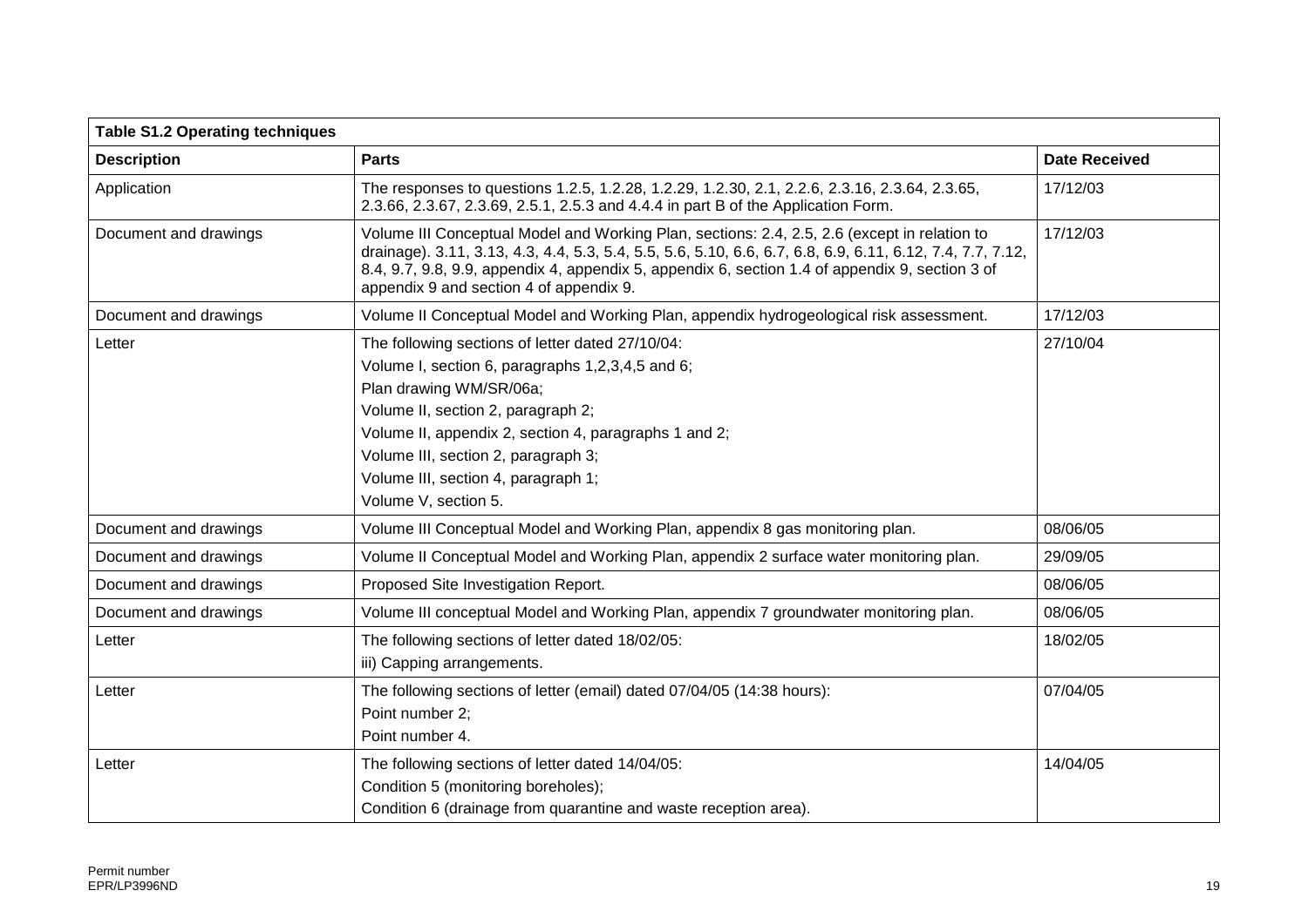| Table S1.2 Operating techniques | | |
|---|---|---|
| **Description** | **Parts** | **Date Received** |
| Application | The responses to questions 1.2.5, 1.2.28, 1.2.29, 1.2.30, 2.1, 2.2.6, 2.3.16, 2.3.64, 2.3.65, 2.3.66, 2.3.67, 2.3.69, 2.5.1, 2.5.3 and 4.4.4 in part B of the Application Form. | 17/12/03 |
| Document and drawings | Volume III Conceptual Model and Working Plan, sections: 2.4, 2.5, 2.6 (except in relation to drainage). 3.11, 3.13, 4.3, 4.4, 5.3, 5.4, 5.5, 5.6, 5.10, 6.6, 6.7, 6.8, 6.9, 6.11, 6.12, 7.4, 7.7, 7.12, 8.4, 9.7, 9.8, 9.9, appendix 4, appendix 5, appendix 6, section 1.4 of appendix 9, section 3 of appendix 9 and section 4 of appendix 9. | 17/12/03 |
| Document and drawings | Volume II Conceptual Model and Working Plan, appendix hydrogeological risk assessment. | 17/12/03 |
| Letter | The following sections of letter dated 27/10/04:<br>Volume I, section 6, paragraphs 1,2,3,4,5 and 6;<br>Plan drawing WM/SR/06a;<br>Volume II, section 2, paragraph 2;<br>Volume II, appendix 2, section 4, paragraphs 1 and 2;<br>Volume III, section 2, paragraph 3;<br>Volume III, section 4, paragraph 1;<br>Volume V, section 5. | 27/10/04 |
| Document and drawings | Volume III Conceptual Model and Working Plan, appendix 8 gas monitoring plan. | 08/06/05 |
| Document and drawings | Volume II Conceptual Model and Working Plan, appendix 2 surface water monitoring plan. | 29/09/05 |
| Document and drawings | Proposed Site Investigation Report. | 08/06/05 |
| Document and drawings | Volume III conceptual Model and Working Plan, appendix 7 groundwater monitoring plan. | 08/06/05 |
| Letter | The following sections of letter dated 18/02/05:<br>iii) Capping arrangements. | 18/02/05 |
| Letter | The following sections of letter (email) dated 07/04/05 (14:38 hours):<br>Point number 2;<br>Point number 4. | 07/04/05 |
| Letter | The following sections of letter dated 14/04/05:<br>Condition 5 (monitoring boreholes);<br>Condition 6 (drainage from quarantine and waste reception area). | 14/04/05 |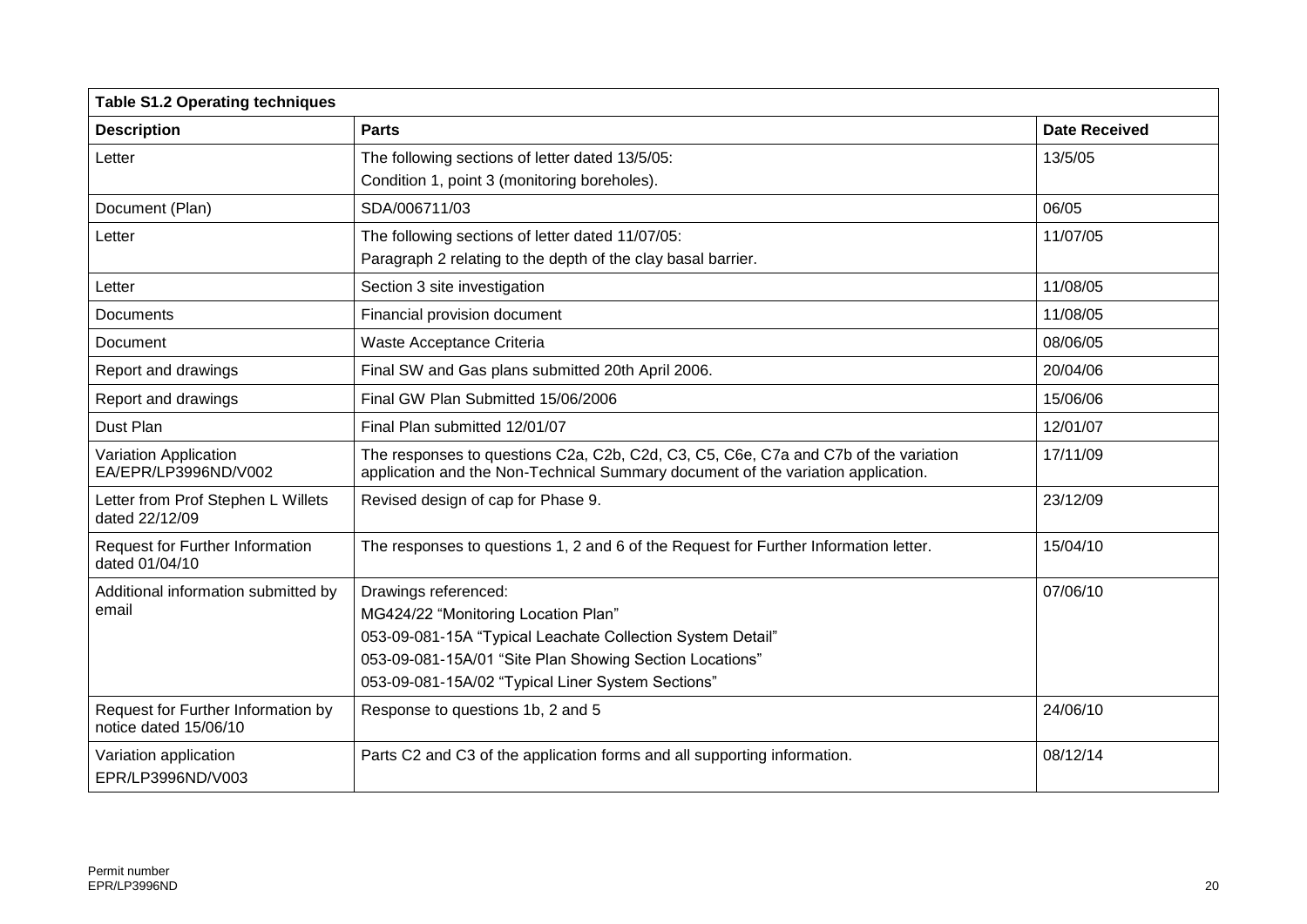| Table S1.2 Operating techniques | | |
|---|---|---|
| **Description** | **Parts** | **Date Received** |
| Letter | The following sections of letter dated 13/5/05:<br>Condition 1, point 3 (monitoring boreholes). | 13/5/05 |
| Document (Plan) | SDA/006711/03 | 06/05 |
| Letter | The following sections of letter dated 11/07/05:<br>Paragraph 2 relating to the depth of the clay basal barrier. | 11/07/05 |
| Letter | Section 3 site investigation | 11/08/05 |
| Documents | Financial provision document | 11/08/05 |
| Document | Waste Acceptance Criteria | 08/06/05 |
| Report and drawings | Final SW and Gas plans submitted 20th April 2006. | 20/04/06 |
| Report and drawings | Final GW Plan Submitted 15/06/2006 | 15/06/06 |
| Dust Plan | Final Plan submitted 12/01/07 | 12/01/07 |
| Variation Application EA/EPR/LP3996ND/V002 | The responses to questions C2a, C2b, C2d, C3, C5, C6e, C7a and C7b of the variation application and the Non-Technical Summary document of the variation application. | 17/11/09 |
| Letter from Prof Stephen L Willets dated 22/12/09 | Revised design of cap for Phase 9. | 23/12/09 |
| Request for Further Information dated 01/04/10 | The responses to questions 1, 2 and 6 of the Request for Further Information letter. | 15/04/10 |
| Additional information submitted by email | Drawings referenced:<br>MG424/22 "Monitoring Location Plan"<br>053-09-081-15A "Typical Leachate Collection System Detail"<br>053-09-081-15A/01 "Site Plan Showing Section Locations"<br>053-09-081-15A/02 "Typical Liner System Sections" | 07/06/10 |
| Request for Further Information by notice dated 15/06/10 | Response to questions 1b, 2 and 5 | 24/06/10 |
| Variation application<br>EPR/LP3996ND/V003 | Parts C2 and C3 of the application forms and all supporting information. | 08/12/14 |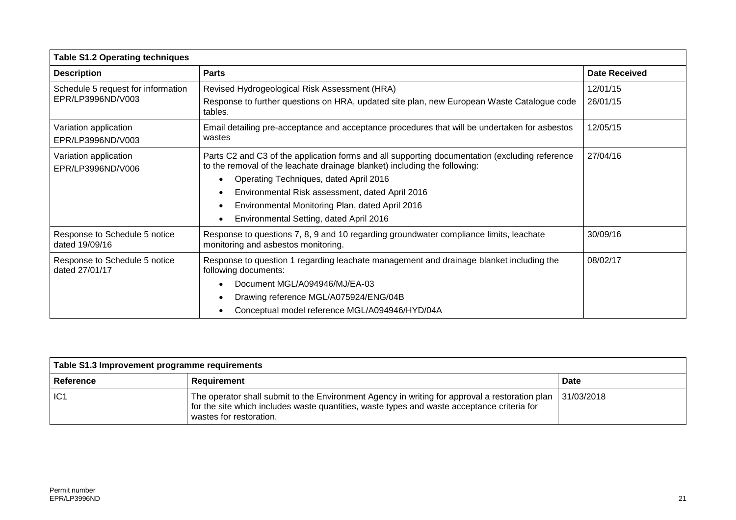| Table S1.2 Operating techniques | | |
|---|---|---|
| **Description** | **Parts** | **Date Received** |
| Schedule 5 request for information EPR/LP3996ND/V003 | Revised Hydrogeological Risk Assessment (HRA)<br>Response to further questions on HRA, updated site plan, new European Waste Catalogue code tables. | 12/01/15<br>26/01/15 |
| Variation application EPR/LP3996ND/V003 | Email detailing pre-acceptance and acceptance procedures that will be undertaken for asbestos wastes | 12/05/15 |
| Variation application EPR/LP3996ND/V006 | Parts C2 and C3 of the application forms and all supporting documentation (excluding reference to the removal of the leachate drainage blanket) including the following:<br>• Operating Techniques, dated April 2016<br>• Environmental Risk assessment, dated April 2016<br>• Environmental Monitoring Plan, dated April 2016<br>• Environmental Setting, dated April 2016 | 27/04/16 |
| Response to Schedule 5 notice dated 19/09/16 | Response to questions 7, 8, 9 and 10 regarding groundwater compliance limits, leachate monitoring and asbestos monitoring. | 30/09/16 |
| Response to Schedule 5 notice dated 27/01/17 | Response to question 1 regarding leachate management and drainage blanket including the following documents:<br>• Document MGL/A094946/MJ/EA-03<br>• Drawing reference MGL/A075924/ENG/04B<br>• Conceptual model reference MGL/A094946/HYD/04A | 08/02/17 |

| Table S1.3 Improvement programme requirements | | |
|---|---|---|
| **Reference** | **Requirement** | **Date** |
| IC1 | The operator shall submit to the Environment Agency in writing for approval a restoration plan for the site which includes waste quantities, waste types and waste acceptance criteria for wastes for restoration. | 31/03/2018 |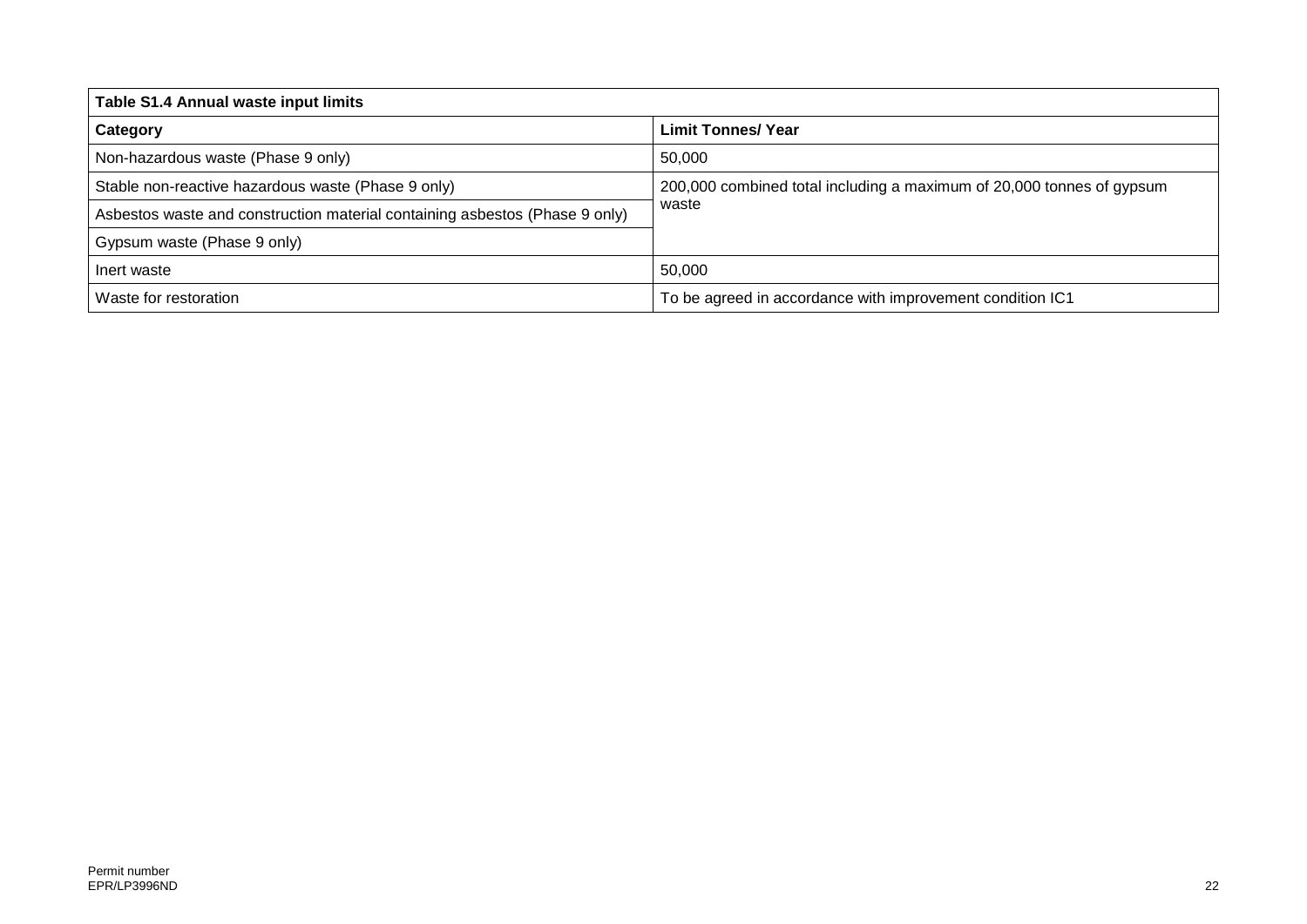**Table S1.4 Annual waste input limits**

| Category | Limit Tonnes/ Year |
|---|---|
| Non-hazardous waste (Phase 9 only) | 50,000 |
| Stable non-reactive hazardous waste (Phase 9 only) | 200,000 combined total including a maximum of 20,000 tonnes of gypsum waste |
| Asbestos waste and construction material containing asbestos (Phase 9 only) | |
| Gypsum waste (Phase 9 only) | |
| Inert waste | 50,000 |
| Waste for restoration | To be agreed in accordance with improvement condition IC1 |

Permit number
EPR/LP3996ND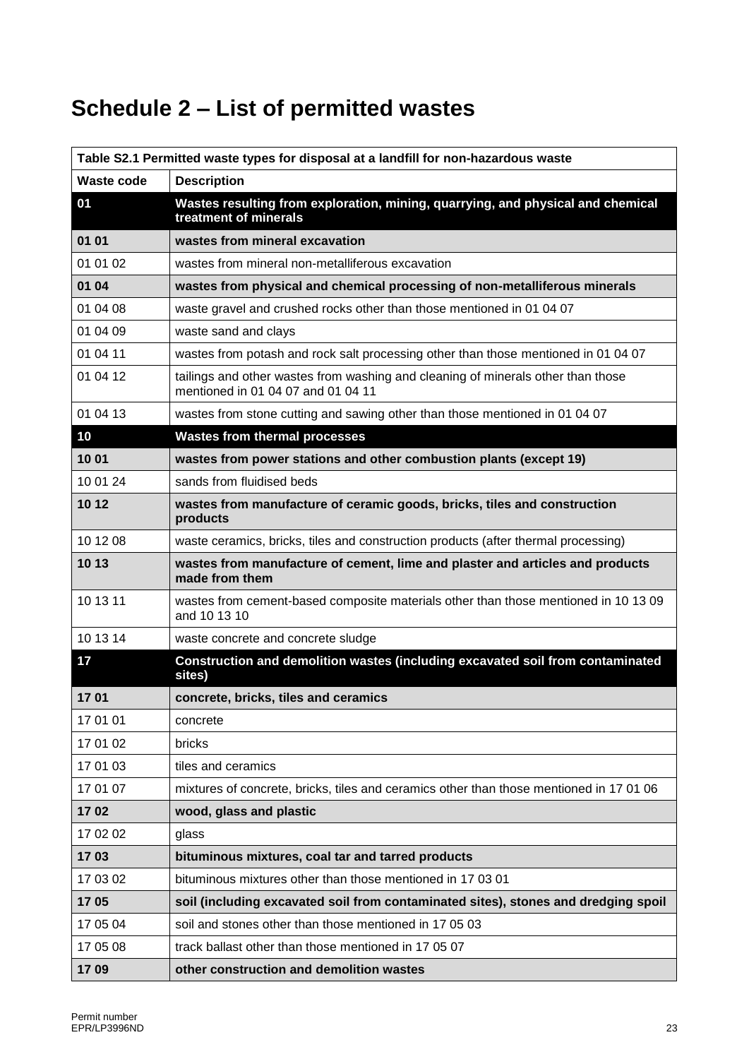# Schedule 2 – List of permitted wastes

| Table S2.1 Permitted waste types for disposal at a landfill for non-hazardous waste | |
|---|---|
| **Waste code** | **Description** |
| **01** | **Wastes resulting from exploration, mining, quarrying, and physical and chemical treatment of minerals** |
| **01 01** | **wastes from mineral excavation** |
| 01 01 02 | wastes from mineral non-metalliferous excavation |
| **01 04** | **wastes from physical and chemical processing of non-metalliferous minerals** |
| 01 04 08 | waste gravel and crushed rocks other than those mentioned in 01 04 07 |
| 01 04 09 | waste sand and clays |
| 01 04 11 | wastes from potash and rock salt processing other than those mentioned in 01 04 07 |
| 01 04 12 | tailings and other wastes from washing and cleaning of minerals other than those mentioned in 01 04 07 and 01 04 11 |
| 01 04 13 | wastes from stone cutting and sawing other than those mentioned in 01 04 07 |
| **10** | **Wastes from thermal processes** |
| **10 01** | **wastes from power stations and other combustion plants (except 19)** |
| 10 01 24 | sands from fluidised beds |
| **10 12** | **wastes from manufacture of ceramic goods, bricks, tiles and construction products** |
| 10 12 08 | waste ceramics, bricks, tiles and construction products (after thermal processing) |
| **10 13** | **wastes from manufacture of cement, lime and plaster and articles and products made from them** |
| 10 13 11 | wastes from cement-based composite materials other than those mentioned in 10 13 09 and 10 13 10 |
| 10 13 14 | waste concrete and concrete sludge |
| **17** | **Construction and demolition wastes (including excavated soil from contaminated sites)** |
| **17 01** | **concrete, bricks, tiles and ceramics** |
| 17 01 01 | concrete |
| 17 01 02 | bricks |
| 17 01 03 | tiles and ceramics |
| 17 01 07 | mixtures of concrete, bricks, tiles and ceramics other than those mentioned in 17 01 06 |
| **17 02** | **wood, glass and plastic** |
| 17 02 02 | glass |
| **17 03** | **bituminous mixtures, coal tar and tarred products** |
| 17 03 02 | bituminous mixtures other than those mentioned in 17 03 01 |
| **17 05** | **soil (including excavated soil from contaminated sites), stones and dredging spoil** |
| 17 05 04 | soil and stones other than those mentioned in 17 05 03 |
| 17 05 08 | track ballast other than those mentioned in 17 05 07 |
| **17 09** | **other construction and demolition wastes** |

Permit number
EPR/LP3996ND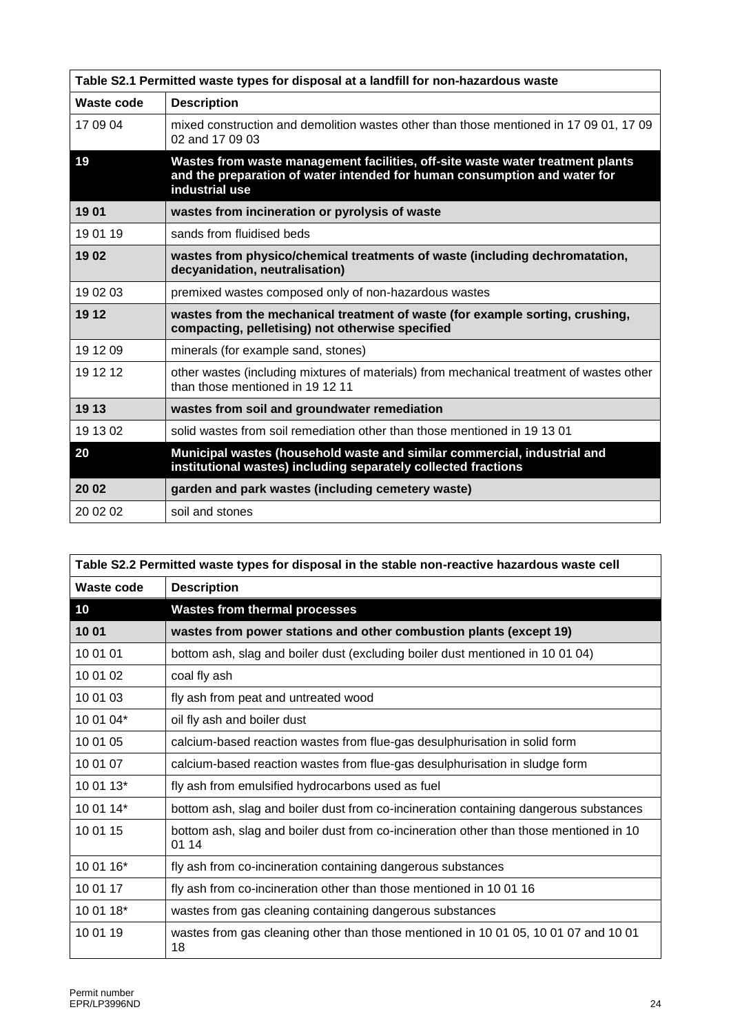| Table S2.1 Permitted waste types for disposal at a landfill for non-hazardous waste | |
|---|---|
| **Waste code** | **Description** |
| 17 09 04 | mixed construction and demolition wastes other than those mentioned in 17 09 01, 17 09 02 and 17 09 03 |
| **19** | **Wastes from waste management facilities, off-site waste water treatment plants and the preparation of water intended for human consumption and water for industrial use** |
| **19 01** | **wastes from incineration or pyrolysis of waste** |
| 19 01 19 | sands from fluidised beds |
| **19 02** | **wastes from physico/chemical treatments of waste (including dechromatation, decyanidation, neutralisation)** |
| 19 02 03 | premixed wastes composed only of non-hazardous wastes |
| **19 12** | **wastes from the mechanical treatment of waste (for example sorting, crushing, compacting, pelletising) not otherwise specified** |
| 19 12 09 | minerals (for example sand, stones) |
| 19 12 12 | other wastes (including mixtures of materials) from mechanical treatment of wastes other than those mentioned in 19 12 11 |
| **19 13** | **wastes from soil and groundwater remediation** |
| 19 13 02 | solid wastes from soil remediation other than those mentioned in 19 13 01 |
| **20** | **Municipal wastes (household waste and similar commercial, industrial and institutional wastes) including separately collected fractions** |
| **20 02** | **garden and park wastes (including cemetery waste)** |
| 20 02 02 | soil and stones |

| Table S2.2 Permitted waste types for disposal in the stable non-reactive hazardous waste cell | |
|---|---|
| **Waste code** | **Description** |
| **10** | **Wastes from thermal processes** |
| **10 01** | **wastes from power stations and other combustion plants (except 19)** |
| 10 01 01 | bottom ash, slag and boiler dust (excluding boiler dust mentioned in 10 01 04) |
| 10 01 02 | coal fly ash |
| 10 01 03 | fly ash from peat and untreated wood |
| 10 01 04* | oil fly ash and boiler dust |
| 10 01 05 | calcium-based reaction wastes from flue-gas desulphurisation in solid form |
| 10 01 07 | calcium-based reaction wastes from flue-gas desulphurisation in sludge form |
| 10 01 13* | fly ash from emulsified hydrocarbons used as fuel |
| 10 01 14* | bottom ash, slag and boiler dust from co-incineration containing dangerous substances |
| 10 01 15 | bottom ash, slag and boiler dust from co-incineration other than those mentioned in 10 01 14 |
| 10 01 16* | fly ash from co-incineration containing dangerous substances |
| 10 01 17 | fly ash from co-incineration other than those mentioned in 10 01 16 |
| 10 01 18* | wastes from gas cleaning containing dangerous substances |
| 10 01 19 | wastes from gas cleaning other than those mentioned in 10 01 05, 10 01 07 and 10 01 18 |

Permit number
EPR/LP3996ND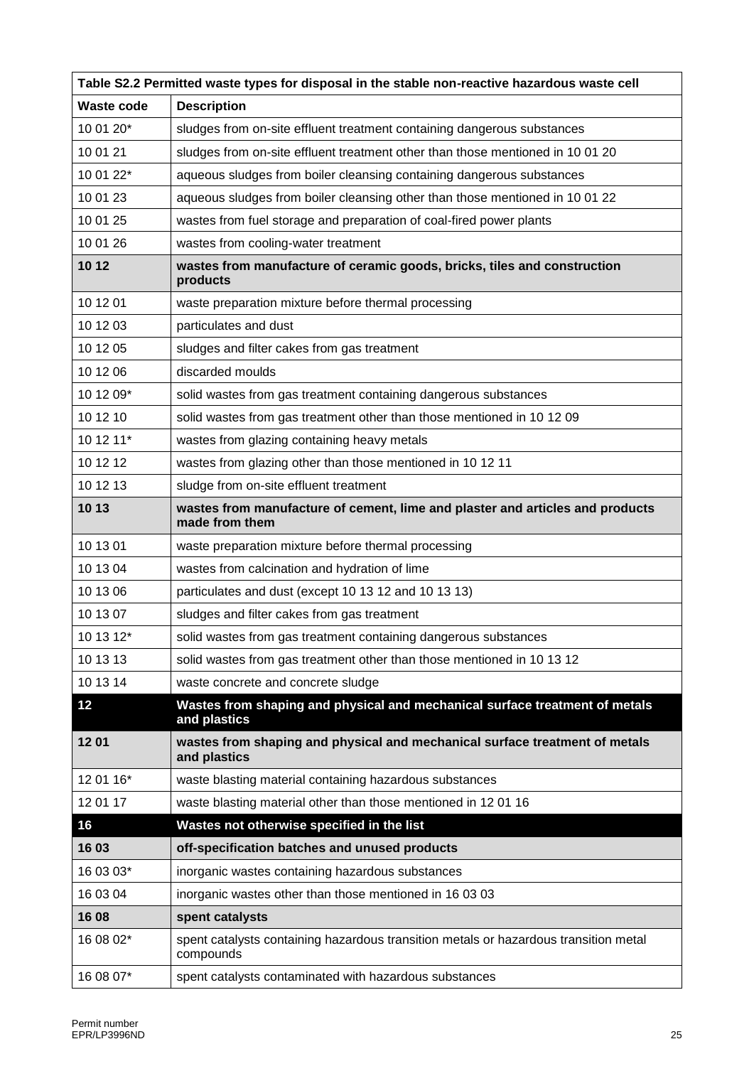| Table S2.2 Permitted waste types for disposal in the stable non-reactive hazardous waste cell | |
|---|---|
| **Waste code** | **Description** |
| 10 01 20* | sludges from on-site effluent treatment containing dangerous substances |
| 10 01 21 | sludges from on-site effluent treatment other than those mentioned in 10 01 20 |
| 10 01 22* | aqueous sludges from boiler cleansing containing dangerous substances |
| 10 01 23 | aqueous sludges from boiler cleansing other than those mentioned in 10 01 22 |
| 10 01 25 | wastes from fuel storage and preparation of coal-fired power plants |
| 10 01 26 | wastes from cooling-water treatment |
| **10 12** | **wastes from manufacture of ceramic goods, bricks, tiles and construction products** |
| 10 12 01 | waste preparation mixture before thermal processing |
| 10 12 03 | particulates and dust |
| 10 12 05 | sludges and filter cakes from gas treatment |
| 10 12 06 | discarded moulds |
| 10 12 09* | solid wastes from gas treatment containing dangerous substances |
| 10 12 10 | solid wastes from gas treatment other than those mentioned in 10 12 09 |
| 10 12 11* | wastes from glazing containing heavy metals |
| 10 12 12 | wastes from glazing other than those mentioned in 10 12 11 |
| 10 12 13 | sludge from on-site effluent treatment |
| **10 13** | **wastes from manufacture of cement, lime and plaster and articles and products made from them** |
| 10 13 01 | waste preparation mixture before thermal processing |
| 10 13 04 | wastes from calcination and hydration of lime |
| 10 13 06 | particulates and dust (except 10 13 12 and 10 13 13) |
| 10 13 07 | sludges and filter cakes from gas treatment |
| 10 13 12* | solid wastes from gas treatment containing dangerous substances |
| 10 13 13 | solid wastes from gas treatment other than those mentioned in 10 13 12 |
| 10 13 14 | waste concrete and concrete sludge |
| **12** | **Wastes from shaping and physical and mechanical surface treatment of metals and plastics** |
| **12 01** | **wastes from shaping and physical and mechanical surface treatment of metals and plastics** |
| 12 01 16* | waste blasting material containing hazardous substances |
| 12 01 17 | waste blasting material other than those mentioned in 12 01 16 |
| **16** | **Wastes not otherwise specified in the list** |
| **16 03** | **off-specification batches and unused products** |
| 16 03 03* | inorganic wastes containing hazardous substances |
| 16 03 04 | inorganic wastes other than those mentioned in 16 03 03 |
| **16 08** | **spent catalysts** |
| 16 08 02* | spent catalysts containing hazardous transition metals or hazardous transition metal compounds |
| 16 08 07* | spent catalysts contaminated with hazardous substances |

Permit number
EPR/LP3996ND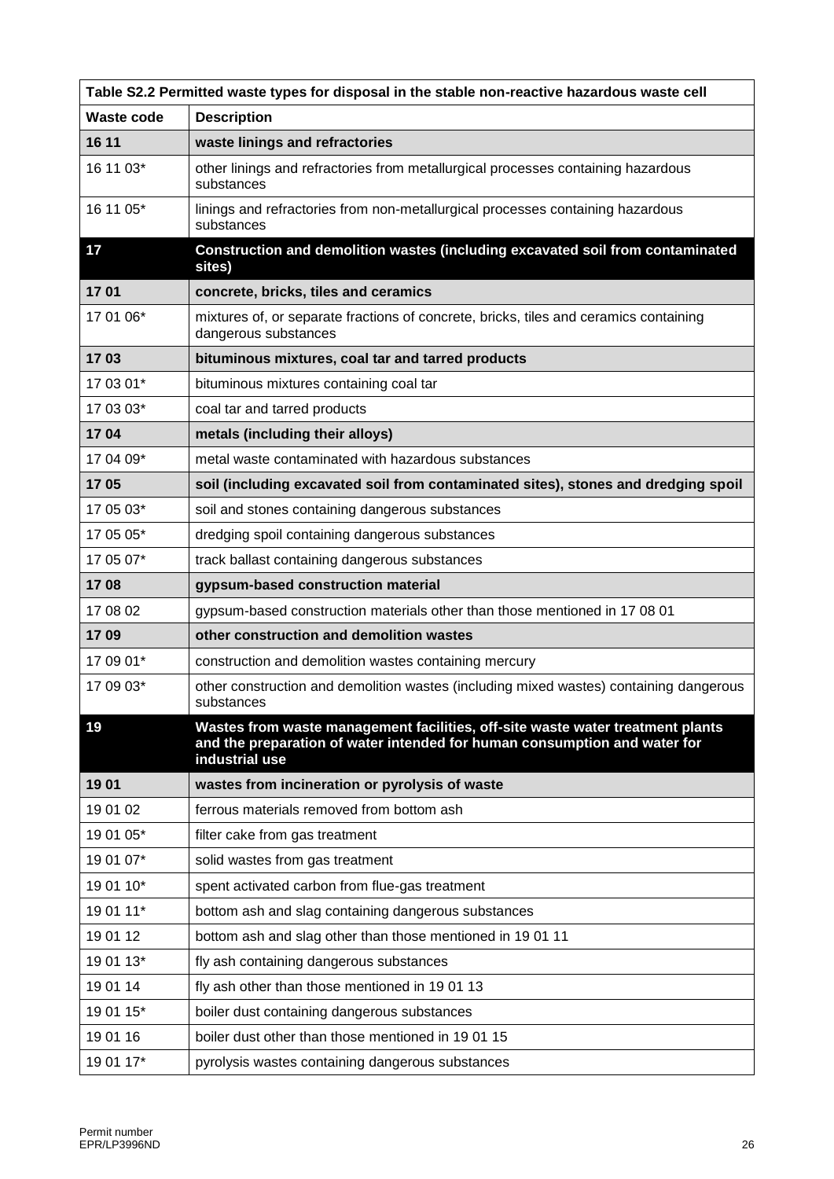| Table S2.2 Permitted waste types for disposal in the stable non-reactive hazardous waste cell | |
|---|---|
| **Waste code** | **Description** |
| **16 11** | **waste linings and refractories** |
| 16 11 03* | other linings and refractories from metallurgical processes containing hazardous substances |
| 16 11 05* | linings and refractories from non-metallurgical processes containing hazardous substances |
| **17** | **Construction and demolition wastes (including excavated soil from contaminated sites)** |
| **17 01** | **concrete, bricks, tiles and ceramics** |
| 17 01 06* | mixtures of, or separate fractions of concrete, bricks, tiles and ceramics containing dangerous substances |
| **17 03** | **bituminous mixtures, coal tar and tarred products** |
| 17 03 01* | bituminous mixtures containing coal tar |
| 17 03 03* | coal tar and tarred products |
| **17 04** | **metals (including their alloys)** |
| 17 04 09* | metal waste contaminated with hazardous substances |
| **17 05** | **soil (including excavated soil from contaminated sites), stones and dredging spoil** |
| 17 05 03* | soil and stones containing dangerous substances |
| 17 05 05* | dredging spoil containing dangerous substances |
| 17 05 07* | track ballast containing dangerous substances |
| **17 08** | **gypsum-based construction material** |
| 17 08 02 | gypsum-based construction materials other than those mentioned in 17 08 01 |
| **17 09** | **other construction and demolition wastes** |
| 17 09 01* | construction and demolition wastes containing mercury |
| 17 09 03* | other construction and demolition wastes (including mixed wastes) containing dangerous substances |
| **19** | **Wastes from waste management facilities, off-site waste water treatment plants and the preparation of water intended for human consumption and water for industrial use** |
| **19 01** | **wastes from incineration or pyrolysis of waste** |
| 19 01 02 | ferrous materials removed from bottom ash |
| 19 01 05* | filter cake from gas treatment |
| 19 01 07* | solid wastes from gas treatment |
| 19 01 10* | spent activated carbon from flue-gas treatment |
| 19 01 11* | bottom ash and slag containing dangerous substances |
| 19 01 12 | bottom ash and slag other than those mentioned in 19 01 11 |
| 19 01 13* | fly ash containing dangerous substances |
| 19 01 14 | fly ash other than those mentioned in 19 01 13 |
| 19 01 15* | boiler dust containing dangerous substances |
| 19 01 16 | boiler dust other than those mentioned in 19 01 15 |
| 19 01 17* | pyrolysis wastes containing dangerous substances |

Permit number
EPR/LP3996ND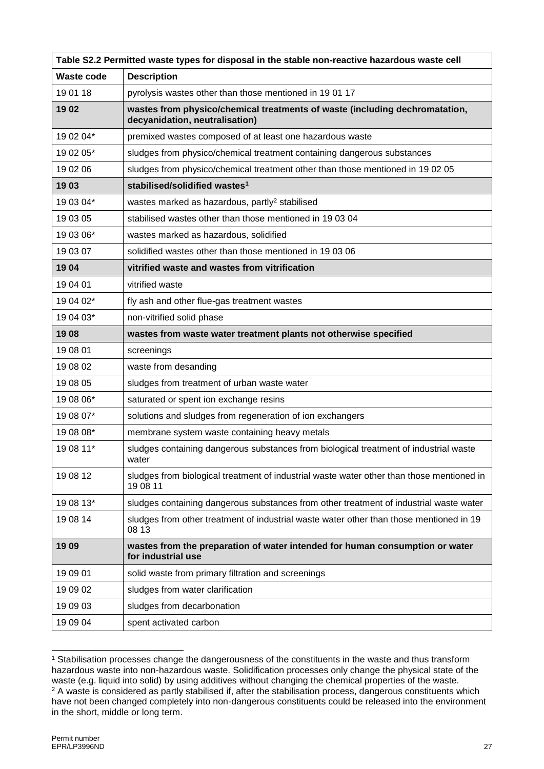| Table S2.2 Permitted waste types for disposal in the stable non-reactive hazardous waste cell | |
|---|---|
| **Waste code** | **Description** |
| 19 01 18 | pyrolysis wastes other than those mentioned in 19 01 17 |
| **19 02** | **wastes from physico/chemical treatments of waste (including dechromatation, decyanidation, neutralisation)** |
| 19 02 04* | premixed wastes composed of at least one hazardous waste |
| 19 02 05* | sludges from physico/chemical treatment containing dangerous substances |
| 19 02 06 | sludges from physico/chemical treatment other than those mentioned in 19 02 05 |
| **19 03** | **stabilised/solidified wastes[1]** |
| 19 03 04* | wastes marked as hazardous, partly[2] stabilised |
| 19 03 05 | stabilised wastes other than those mentioned in 19 03 04 |
| 19 03 06* | wastes marked as hazardous, solidified |
| 19 03 07 | solidified wastes other than those mentioned in 19 03 06 |
| **19 04** | **vitrified waste and wastes from vitrification** |
| 19 04 01 | vitrified waste |
| 19 04 02* | fly ash and other flue-gas treatment wastes |
| 19 04 03* | non-vitrified solid phase |
| **19 08** | **wastes from waste water treatment plants not otherwise specified** |
| 19 08 01 | screenings |
| 19 08 02 | waste from desanding |
| 19 08 05 | sludges from treatment of urban waste water |
| 19 08 06* | saturated or spent ion exchange resins |
| 19 08 07* | solutions and sludges from regeneration of ion exchangers |
| 19 08 08* | membrane system waste containing heavy metals |
| 19 08 11* | sludges containing dangerous substances from biological treatment of industrial waste water |
| 19 08 12 | sludges from biological treatment of industrial waste water other than those mentioned in 19 08 11 |
| 19 08 13* | sludges containing dangerous substances from other treatment of industrial waste water |
| 19 08 14 | sludges from other treatment of industrial waste water other than those mentioned in 19 08 13 |
| **19 09** | **wastes from the preparation of water intended for human consumption or water for industrial use** |
| 19 09 01 | solid waste from primary filtration and screenings |
| 19 09 02 | sludges from water clarification |
| 19 09 03 | sludges from decarbonation |
| 19 09 04 | spent activated carbon |

[1] Stabilisation processes change the dangerousness of the constituents in the waste and thus transform hazardous waste into non-hazardous waste. Solidification processes only change the physical state of the waste (e.g. liquid into solid) by using additives without changing the chemical properties of the waste.

[2] A waste is considered as partly stabilised if, after the stabilisation process, dangerous constituents which have not been changed completely into non-dangerous constituents could be released into the environment in the short, middle or long term.

Permit number
EPR/LP3996ND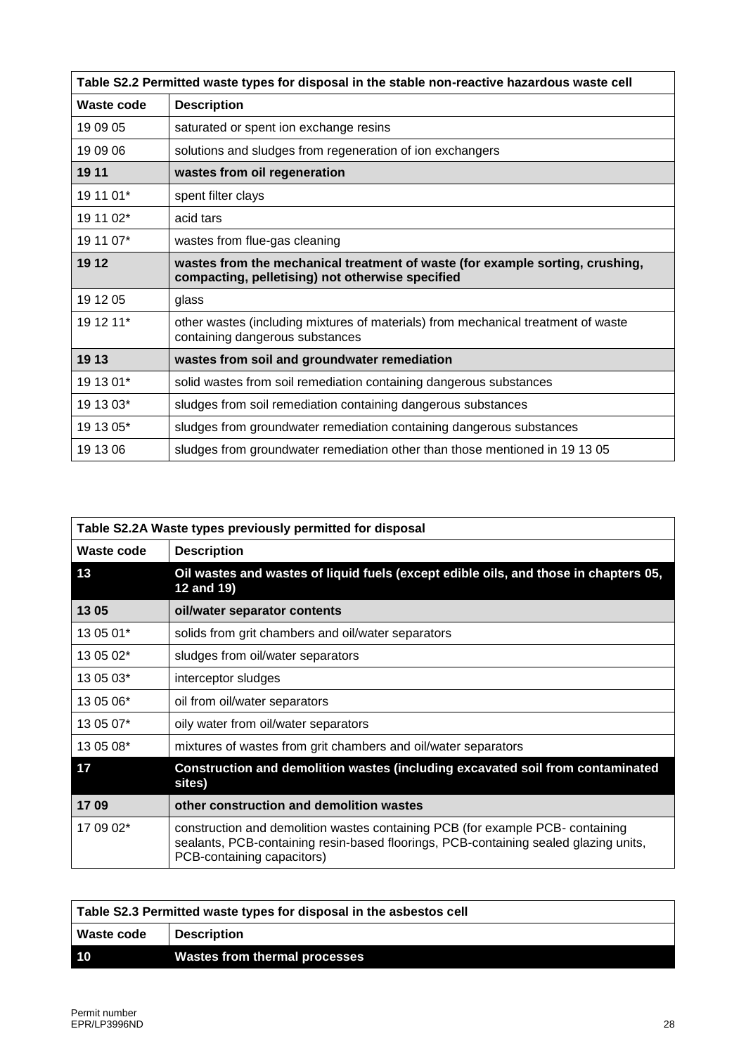| Table S2.2 Permitted waste types for disposal in the stable non-reactive hazardous waste cell | |
|---|---|
| **Waste code** | **Description** |
| 19 09 05 | saturated or spent ion exchange resins |
| 19 09 06 | solutions and sludges from regeneration of ion exchangers |
| **19 11** | **wastes from oil regeneration** |
| 19 11 01* | spent filter clays |
| 19 11 02* | acid tars |
| 19 11 07* | wastes from flue-gas cleaning |
| **19 12** | **wastes from the mechanical treatment of waste (for example sorting, crushing, compacting, pelletising) not otherwise specified** |
| 19 12 05 | glass |
| 19 12 11* | other wastes (including mixtures of materials) from mechanical treatment of waste containing dangerous substances |
| **19 13** | **wastes from soil and groundwater remediation** |
| 19 13 01* | solid wastes from soil remediation containing dangerous substances |
| 19 13 03* | sludges from soil remediation containing dangerous substances |
| 19 13 05* | sludges from groundwater remediation containing dangerous substances |
| 19 13 06 | sludges from groundwater remediation other than those mentioned in 19 13 05 |

| Table S2.2A Waste types previously permitted for disposal | |
|---|---|
| **Waste code** | **Description** |
| **13** | **Oil wastes and wastes of liquid fuels (except edible oils, and those in chapters 05, 12 and 19)** |
| **13 05** | **oil/water separator contents** |
| 13 05 01* | solids from grit chambers and oil/water separators |
| 13 05 02* | sludges from oil/water separators |
| 13 05 03* | interceptor sludges |
| 13 05 06* | oil from oil/water separators |
| 13 05 07* | oily water from oil/water separators |
| 13 05 08* | mixtures of wastes from grit chambers and oil/water separators |
| **17** | **Construction and demolition wastes (including excavated soil from contaminated sites)** |
| **17 09** | **other construction and demolition wastes** |
| 17 09 02* | construction and demolition wastes containing PCB (for example PCB- containing sealants, PCB-containing resin-based floorings, PCB-containing sealed glazing units, PCB-containing capacitors) |

| Table S2.3 Permitted waste types for disposal in the asbestos cell | |
|---|---|
| **Waste code** | **Description** |
| **10** | **Wastes from thermal processes** |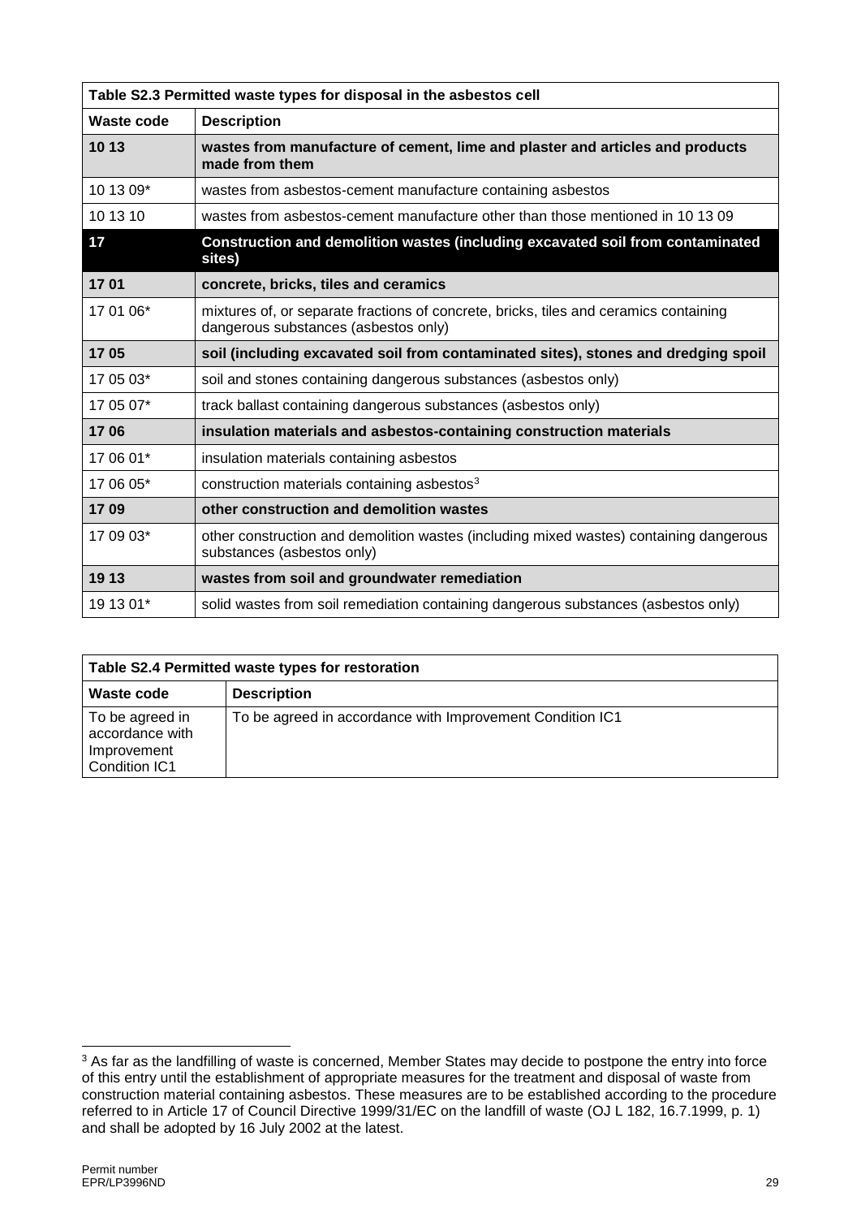| Table S2.3 Permitted waste types for disposal in the asbestos cell | |
|---|---|
| **Waste code** | **Description** |
| **10 13** | **wastes from manufacture of cement, lime and plaster and articles and products made from them** |
| 10 13 09* | wastes from asbestos-cement manufacture containing asbestos |
| 10 13 10 | wastes from asbestos-cement manufacture other than those mentioned in 10 13 09 |
| **17** | **Construction and demolition wastes (including excavated soil from contaminated sites)** |
| **17 01** | **concrete, bricks, tiles and ceramics** |
| 17 01 06* | mixtures of, or separate fractions of concrete, bricks, tiles and ceramics containing dangerous substances (asbestos only) |
| **17 05** | **soil (including excavated soil from contaminated sites), stones and dredging spoil** |
| 17 05 03* | soil and stones containing dangerous substances (asbestos only) |
| 17 05 07* | track ballast containing dangerous substances (asbestos only) |
| **17 06** | **insulation materials and asbestos-containing construction materials** |
| 17 06 01* | insulation materials containing asbestos |
| 17 06 05* | construction materials containing asbestos[3] |
| **17 09** | **other construction and demolition wastes** |
| 17 09 03* | other construction and demolition wastes (including mixed wastes) containing dangerous substances (asbestos only) |
| **19 13** | **wastes from soil and groundwater remediation** |
| 19 13 01* | solid wastes from soil remediation containing dangerous substances (asbestos only) |

| Table S2.4 Permitted waste types for restoration | |
|---|---|
| **Waste code** | **Description** |
| To be agreed in accordance with Improvement Condition IC1 | To be agreed in accordance with Improvement Condition IC1 |

[3] As far as the landfilling of waste is concerned, Member States may decide to postpone the entry into force of this entry until the establishment of appropriate measures for the treatment and disposal of waste from construction material containing asbestos. These measures are to be established according to the procedure referred to in Article 17 of Council Directive 1999/31/EC on the landfill of waste (OJ L 182, 16.7.1999, p. 1) and shall be adopted by 16 July 2002 at the latest.

Permit number
EPR/LP3996ND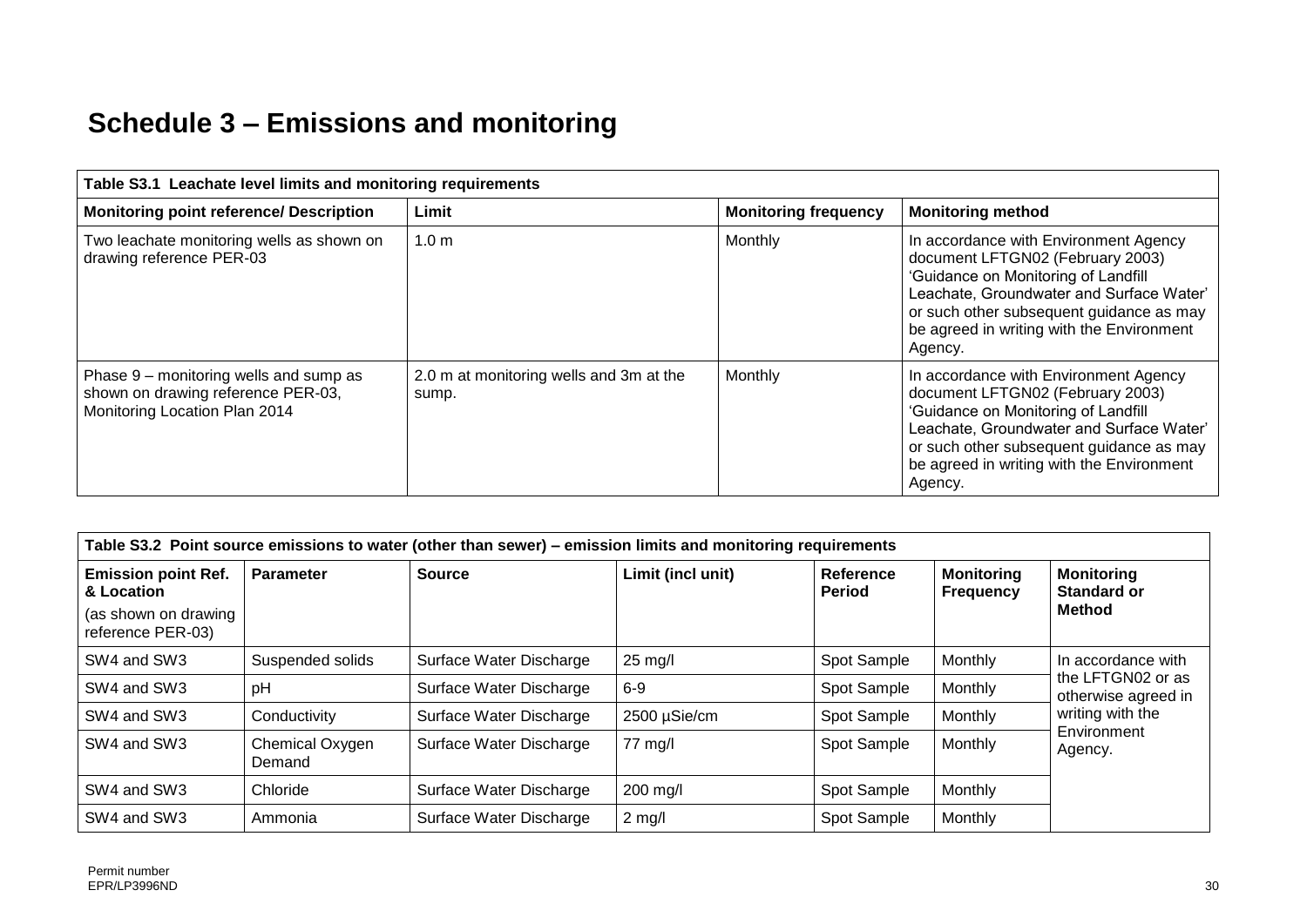# Schedule 3 – Emissions and monitoring

| Table S3.1 Leachate level limits and monitoring requirements | | | |
|---|---|---|---|
| **Monitoring point reference/ Description** | **Limit** | **Monitoring frequency** | **Monitoring method** |
| Two leachate monitoring wells as shown on drawing reference PER-03 | 1.0 m | Monthly | In accordance with Environment Agency document LFTGN02 (February 2003) 'Guidance on Monitoring of Landfill Leachate, Groundwater and Surface Water' or such other subsequent guidance as may be agreed in writing with the Environment Agency. |
| Phase 9 – monitoring wells and sump as shown on drawing reference PER-03, Monitoring Location Plan 2014 | 2.0 m at monitoring wells and 3m at the sump. | Monthly | In accordance with Environment Agency document LFTGN02 (February 2003) 'Guidance on Monitoring of Landfill Leachate, Groundwater and Surface Water' or such other subsequent guidance as may be agreed in writing with the Environment Agency. |

| Table S3.2 Point source emissions to water (other than sewer) – emission limits and monitoring requirements | | | | | | |
|---|---|---|---|---|---|---|
| **Emission point Ref. & Location** (as shown on drawing reference PER-03) | **Parameter** | **Source** | **Limit (incl unit)** | **Reference Period** | **Monitoring Frequency** | **Monitoring Standard or Method** |
| SW4 and SW3 | Suspended solids | Surface Water Discharge | 25 mg/l | Spot Sample | Monthly | In accordance with the LFTGN02 or as otherwise agreed in writing with the Environment Agency. |
| SW4 and SW3 | pH | Surface Water Discharge | 6-9 | Spot Sample | Monthly | |
| SW4 and SW3 | Conductivity | Surface Water Discharge | 2500 µSie/cm | Spot Sample | Monthly | |
| SW4 and SW3 | Chemical Oxygen Demand | Surface Water Discharge | 77 mg/l | Spot Sample | Monthly | |
| SW4 and SW3 | Chloride | Surface Water Discharge | 200 mg/l | Spot Sample | Monthly | |
| SW4 and SW3 | Ammonia | Surface Water Discharge | 2 mg/l | Spot Sample | Monthly | |

Permit number
EPR/LP3996ND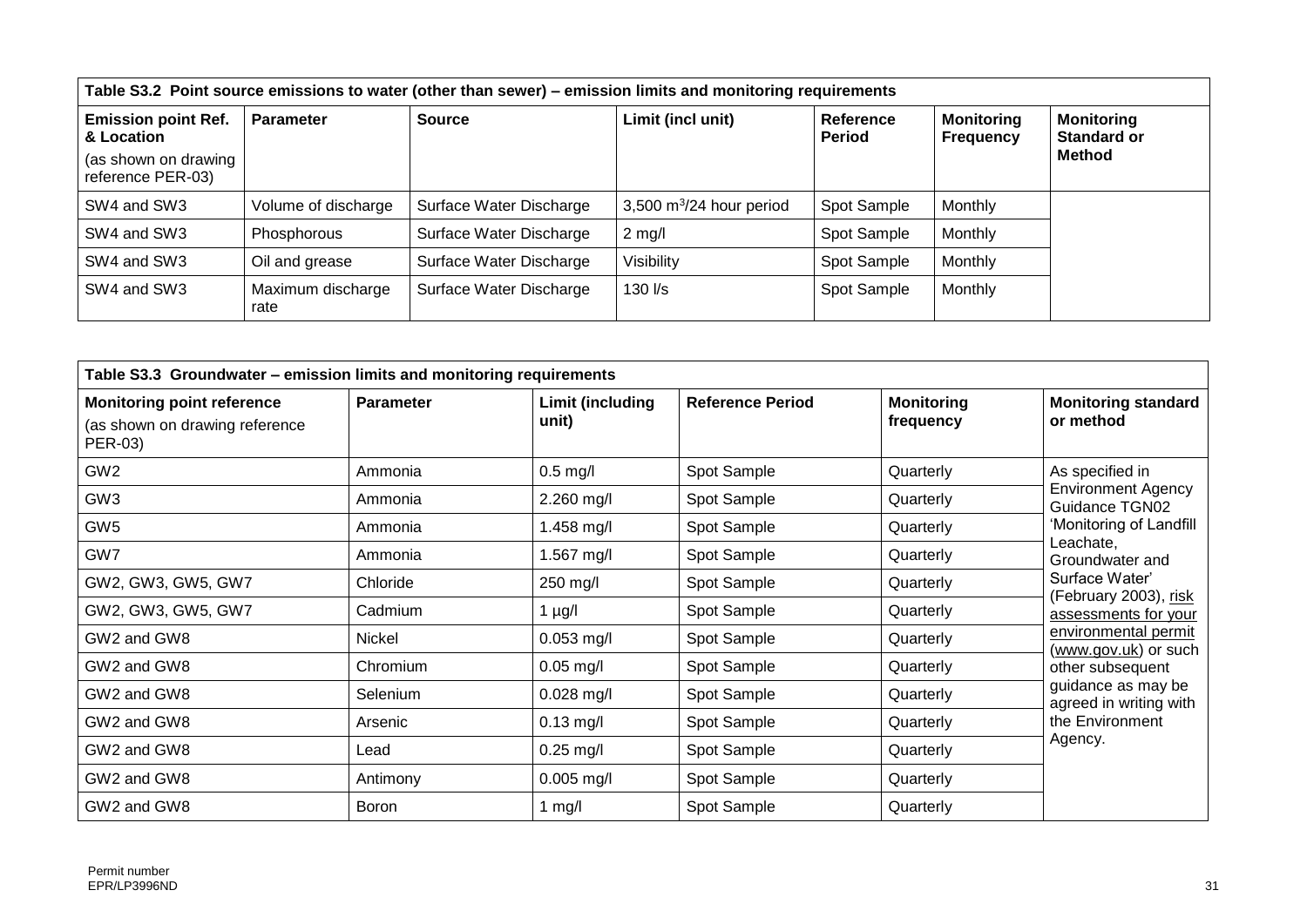| Table S3.2 Point source emissions to water (other than sewer) – emission limits and monitoring requirements | | | | | | |
|---|---|---|---|---|---|---|
| **Emission point Ref. & Location** (as shown on drawing reference PER-03) | **Parameter** | **Source** | **Limit (incl unit)** | **Reference Period** | **Monitoring Frequency** | **Monitoring Standard or Method** |
| SW4 and SW3 | Volume of discharge | Surface Water Discharge | 3,500 $m^3$/24 hour period | Spot Sample | Monthly | |
| SW4 and SW3 | Phosphorous | Surface Water Discharge | 2 mg/l | Spot Sample | Monthly | |
| SW4 and SW3 | Oil and grease | Surface Water Discharge | Visibility | Spot Sample | Monthly | |
| SW4 and SW3 | Maximum discharge rate | Surface Water Discharge | 130 l/s | Spot Sample | Monthly | |

| Table S3.3 Groundwater – emission limits and monitoring requirements | | | | | |
|---|---|---|---|---|---|
| **Monitoring point reference** (as shown on drawing reference PER-03) | **Parameter** | **Limit (including unit)** | **Reference Period** | **Monitoring frequency** | **Monitoring standard or method** |
| GW2 | Ammonia | 0.5 mg/l | Spot Sample | Quarterly | As specified in Environment Agency Guidance TGN02 'Monitoring of Landfill Leachate, Groundwater and Surface Water' (February 2003), risk assessments for your environmental permit (www.gov.uk) or such other subsequent guidance as may be agreed in writing with the Environment Agency. |
| GW3 | Ammonia | 2.260 mg/l | Spot Sample | Quarterly | |
| GW5 | Ammonia | 1.458 mg/l | Spot Sample | Quarterly | |
| GW7 | Ammonia | 1.567 mg/l | Spot Sample | Quarterly | |
| GW2, GW3, GW5, GW7 | Chloride | 250 mg/l | Spot Sample | Quarterly | |
| GW2, GW3, GW5, GW7 | Cadmium | 1 µg/l | Spot Sample | Quarterly | |
| GW2 and GW8 | Nickel | 0.053 mg/l | Spot Sample | Quarterly | |
| GW2 and GW8 | Chromium | 0.05 mg/l | Spot Sample | Quarterly | |
| GW2 and GW8 | Selenium | 0.028 mg/l | Spot Sample | Quarterly | |
| GW2 and GW8 | Arsenic | 0.13 mg/l | Spot Sample | Quarterly | |
| GW2 and GW8 | Lead | 0.25 mg/l | Spot Sample | Quarterly | |
| GW2 and GW8 | Antimony | 0.005 mg/l | Spot Sample | Quarterly | |
| GW2 and GW8 | Boron | 1 mg/l | Spot Sample | Quarterly | |

Permit number
EPR/LP3996ND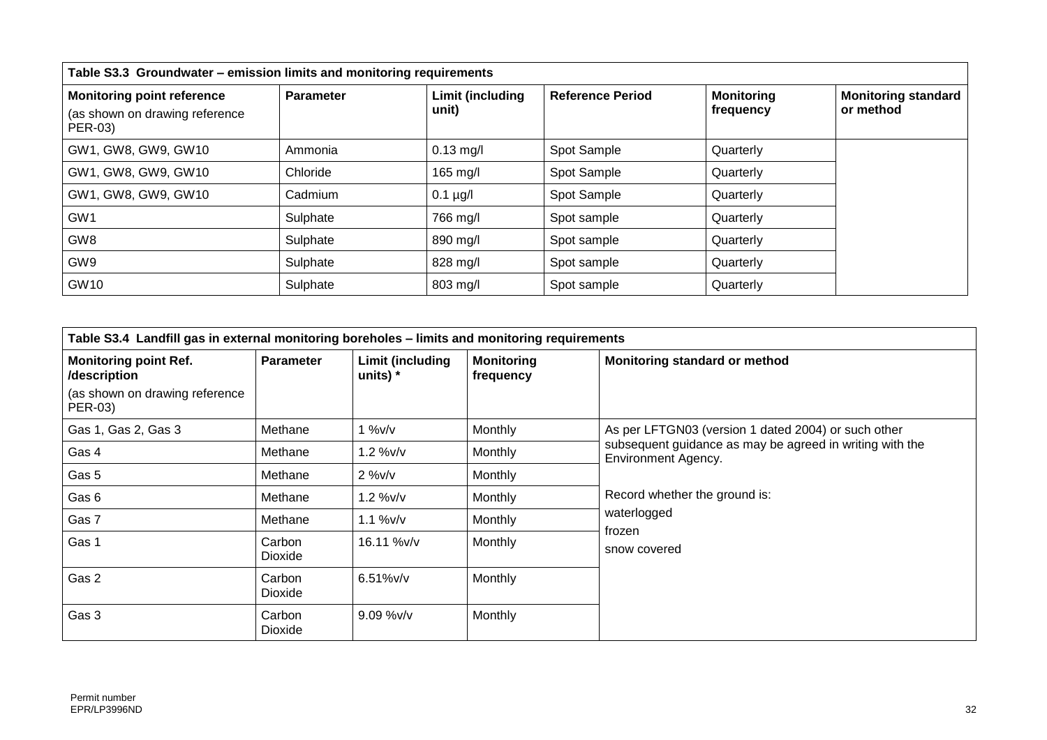| Table S3.3 Groundwater – emission limits and monitoring requirements | | | | | |
|---|---|---|---|---|---|
| **Monitoring point reference** (as shown on drawing reference PER-03) | **Parameter** | **Limit (including unit)** | **Reference Period** | **Monitoring frequency** | **Monitoring standard or method** |
| GW1, GW8, GW9, GW10 | Ammonia | 0.13 mg/l | Spot Sample | Quarterly | |
| GW1, GW8, GW9, GW10 | Chloride | 165 mg/l | Spot Sample | Quarterly | |
| GW1, GW8, GW9, GW10 | Cadmium | 0.1 µg/l | Spot Sample | Quarterly | |
| GW1 | Sulphate | 766 mg/l | Spot sample | Quarterly | |
| GW8 | Sulphate | 890 mg/l | Spot sample | Quarterly | |
| GW9 | Sulphate | 828 mg/l | Spot sample | Quarterly | |
| GW10 | Sulphate | 803 mg/l | Spot sample | Quarterly | |

| Table S3.4 Landfill gas in external monitoring boreholes – limits and monitoring requirements | | | | |
|---|---|---|---|---|
| **Monitoring point Ref. /description** (as shown on drawing reference PER-03) | **Parameter** | **Limit (including units) *** | **Monitoring frequency** | **Monitoring standard or method** |
| Gas 1, Gas 2, Gas 3 | Methane | 1 %v/v | Monthly | As per LFTGN03 (version 1 dated 2004) or such other subsequent guidance as may be agreed in writing with the Environment Agency. Record whether the ground is: waterlogged frozen snow covered |
| Gas 4 | Methane | 1.2 %v/v | Monthly | |
| Gas 5 | Methane | 2 %v/v | Monthly | |
| Gas 6 | Methane | 1.2 %v/v | Monthly | |
| Gas 7 | Methane | 1.1 %v/v | Monthly | |
| Gas 1 | Carbon Dioxide | 16.11 %v/v | Monthly | |
| Gas 2 | Carbon Dioxide | 6.51%v/v | Monthly | |
| Gas 3 | Carbon Dioxide | 9.09 %v/v | Monthly | |

Permit number
EPR/LP3996ND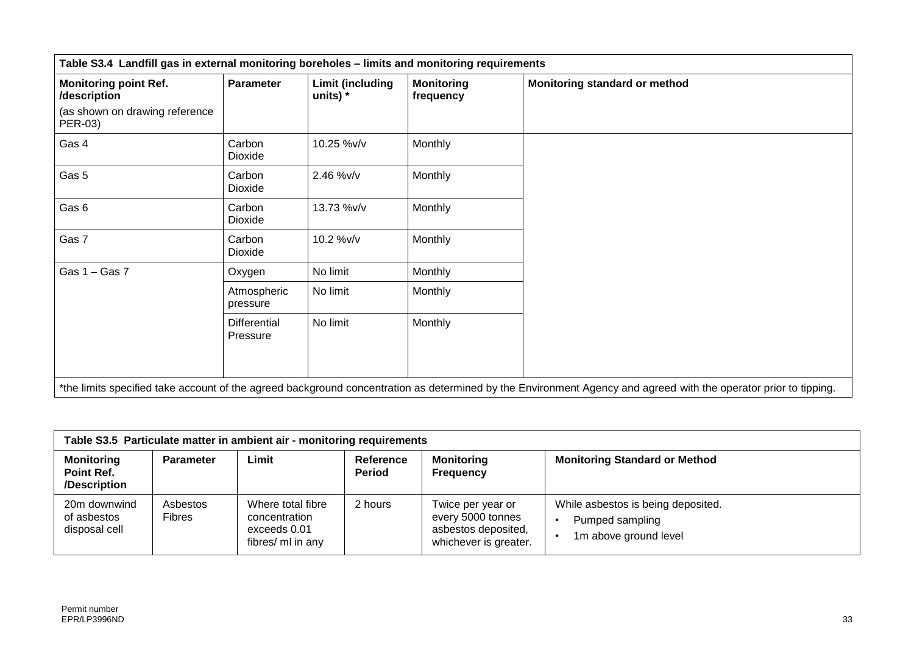| Table S3.4 Landfill gas in external monitoring boreholes – limits and monitoring requirements | | | | |
|---|---|---|---|---|
| **Monitoring point Ref. /description** (as shown on drawing reference PER-03) | **Parameter** | **Limit (including units) *** | **Monitoring frequency** | **Monitoring standard or method** |
| Gas 4 | Carbon Dioxide | 10.25 %v/v | Monthly | |
| Gas 5 | Carbon Dioxide | 2.46 %v/v | Monthly | |
| Gas 6 | Carbon Dioxide | 13.73 %v/v | Monthly | |
| Gas 7 | Carbon Dioxide | 10.2 %v/v | Monthly | |
| Gas 1 – Gas 7 | Oxygen | No limit | Monthly | |
| | Atmospheric pressure | No limit | Monthly | |
| | Differential Pressure | No limit | Monthly | |
| *the limits specified take account of the agreed background concentration as determined by the Environment Agency and agreed with the operator prior to tipping. | | | | |

| Table S3.5 Particulate matter in ambient air - monitoring requirements | | | | | |
|---|---|---|---|---|---|
| **Monitoring Point Ref. /Description** | **Parameter** | **Limit** | **Reference Period** | **Monitoring Frequency** | **Monitoring Standard or Method** |
| 20m downwind of asbestos disposal cell | Asbestos Fibres | Where total fibre concentration exceeds 0.01 fibres/ ml in any | 2 hours | Twice per year or every 5000 tonnes asbestos deposited, whichever is greater. | While asbestos is being deposited.<br>• Pumped sampling<br>• 1m above ground level |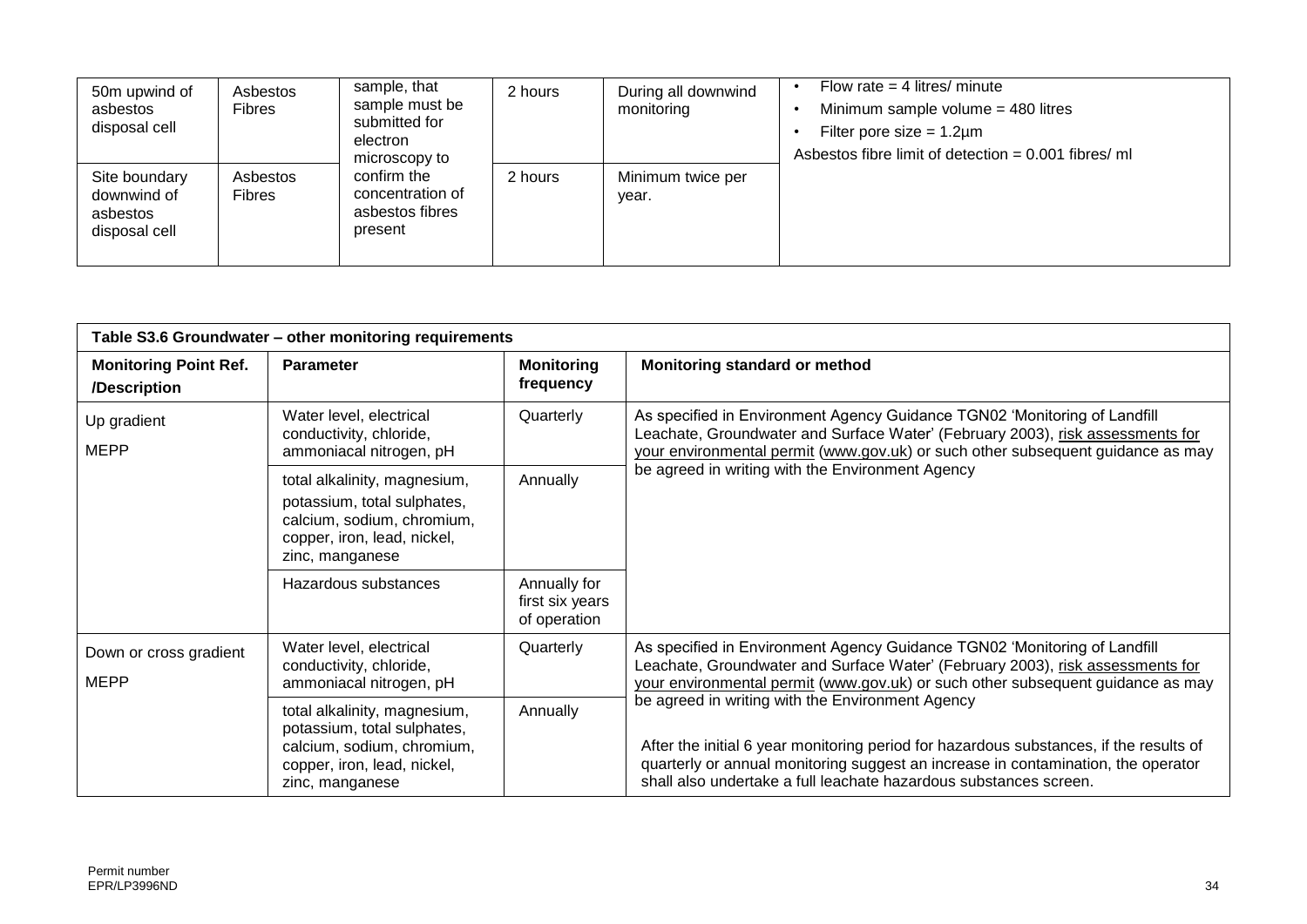| | | | | | |
|---|---|---|---|---|---|
| 50m upwind of asbestos disposal cell | Asbestos Fibres | sample, that sample must be submitted for electron microscopy to confirm the concentration of asbestos fibres present | 2 hours | During all downwind monitoring | • Flow rate = 4 litres/ minute<br>• Minimum sample volume = 480 litres<br>• Filter pore size = 1.2µm<br>Asbestos fibre limit of detection = 0.001 fibres/ ml |
| Site boundary downwind of asbestos disposal cell | Asbestos Fibres | | 2 hours | Minimum twice per year. | |

| Table S3.6 Groundwater – other monitoring requirements | | | |
|---|---|---|---|
| **Monitoring Point Ref. /Description** | **Parameter** | **Monitoring frequency** | **Monitoring standard or method** |
| Up gradient<br>MEPP | Water level, electrical conductivity, chloride, ammoniacal nitrogen, pH | Quarterly | As specified in Environment Agency Guidance TGN02 'Monitoring of Landfill Leachate, Groundwater and Surface Water' (February 2003), risk assessments for your environmental permit (www.gov.uk) or such other subsequent guidance as may be agreed in writing with the Environment Agency |
| | total alkalinity, magnesium, potassium, total sulphates, calcium, sodium, chromium, copper, iron, lead, nickel, zinc, manganese | Annually | |
| | Hazardous substances | Annually for first six years of operation | |
| Down or cross gradient<br>MEPP | Water level, electrical conductivity, chloride, ammoniacal nitrogen, pH | Quarterly | As specified in Environment Agency Guidance TGN02 'Monitoring of Landfill Leachate, Groundwater and Surface Water' (February 2003), risk assessments for your environmental permit (www.gov.uk) or such other subsequent guidance as may be agreed in writing with the Environment Agency<br><br>After the initial 6 year monitoring period for hazardous substances, if the results of quarterly or annual monitoring suggest an increase in contamination, the operator shall also undertake a full leachate hazardous substances screen. |
| | total alkalinity, magnesium, potassium, total sulphates, calcium, sodium, chromium, copper, iron, lead, nickel, zinc, manganese | Annually | |

Permit number
EPR/LP3996ND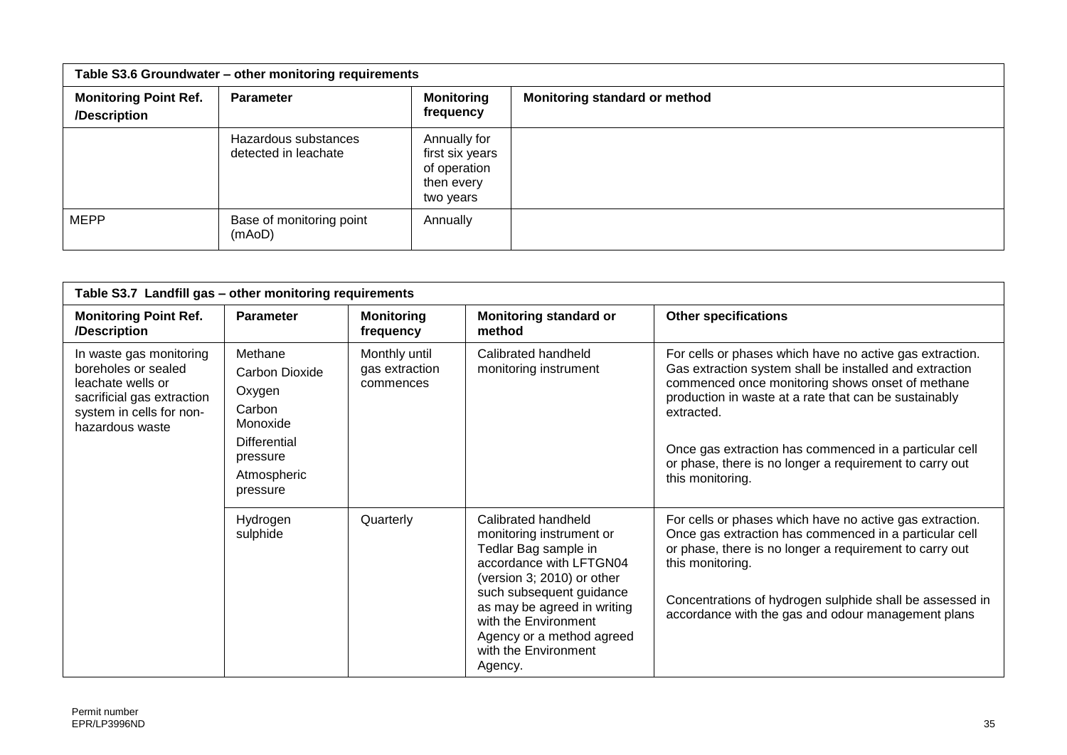| Table S3.6 Groundwater – other monitoring requirements | | | |
|---|---|---|---|
| **Monitoring Point Ref. /Description** | **Parameter** | **Monitoring frequency** | **Monitoring standard or method** |
| | Hazardous substances detected in leachate | Annually for first six years of operation then every two years | |
| MEPP | Base of monitoring point (mAoD) | Annually | |

| Table S3.7 Landfill gas – other monitoring requirements | | | | |
|---|---|---|---|---|
| **Monitoring Point Ref. /Description** | **Parameter** | **Monitoring frequency** | **Monitoring standard or method** | **Other specifications** |
| In waste gas monitoring boreholes or sealed leachate wells or sacrificial gas extraction system in cells for non-hazardous waste | Methane<br>Carbon Dioxide<br>Oxygen<br>Carbon Monoxide<br>Differential pressure<br>Atmospheric pressure | Monthly until gas extraction commences | Calibrated handheld monitoring instrument | For cells or phases which have no active gas extraction. Gas extraction system shall be installed and extraction commenced once monitoring shows onset of methane production in waste at a rate that can be sustainably extracted.<br><br>Once gas extraction has commenced in a particular cell or phase, there is no longer a requirement to carry out this monitoring. |
| | Hydrogen sulphide | Quarterly | Calibrated handheld monitoring instrument or Tedlar Bag sample in accordance with LFTGN04 (version 3; 2010) or other such subsequent guidance as may be agreed in writing with the Environment Agency or a method agreed with the Environment Agency. | For cells or phases which have no active gas extraction. Once gas extraction has commenced in a particular cell or phase, there is no longer a requirement to carry out this monitoring.<br><br>Concentrations of hydrogen sulphide shall be assessed in accordance with the gas and odour management plans |

Permit number
EPR/LP3996ND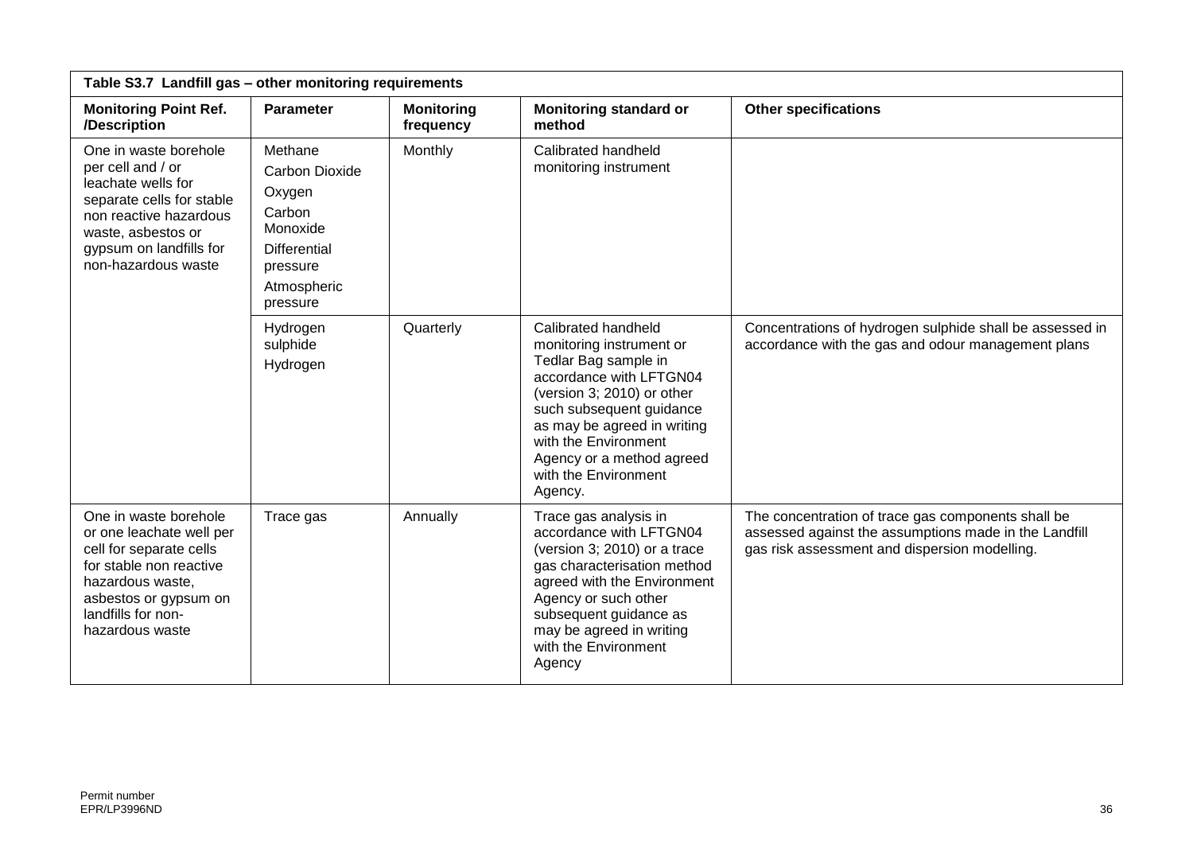| Table S3.7 Landfill gas – other monitoring requirements | | | | |
|---|---|---|---|---|
| **Monitoring Point Ref. /Description** | **Parameter** | **Monitoring frequency** | **Monitoring standard or method** | **Other specifications** |
| One in waste borehole per cell and / or leachate wells for separate cells for stable non reactive hazardous waste, asbestos or gypsum on landfills for non-hazardous waste | Methane<br>Carbon Dioxide<br>Oxygen<br>Carbon Monoxide<br>Differential pressure<br>Atmospheric pressure | Monthly | Calibrated handheld monitoring instrument | |
| | Hydrogen sulphide<br>Hydrogen | Quarterly | Calibrated handheld monitoring instrument or Tedlar Bag sample in accordance with LFTGN04 (version 3; 2010) or other such subsequent guidance as may be agreed in writing with the Environment Agency or a method agreed with the Environment Agency. | Concentrations of hydrogen sulphide shall be assessed in accordance with the gas and odour management plans |
| One in waste borehole or one leachate well per cell for separate cells for stable non reactive hazardous waste, asbestos or gypsum on landfills for non-hazardous waste | Trace gas | Annually | Trace gas analysis in accordance with LFTGN04 (version 3; 2010) or a trace gas characterisation method agreed with the Environment Agency or such other subsequent guidance as may be agreed in writing with the Environment Agency | The concentration of trace gas components shall be assessed against the assumptions made in the Landfill gas risk assessment and dispersion modelling. |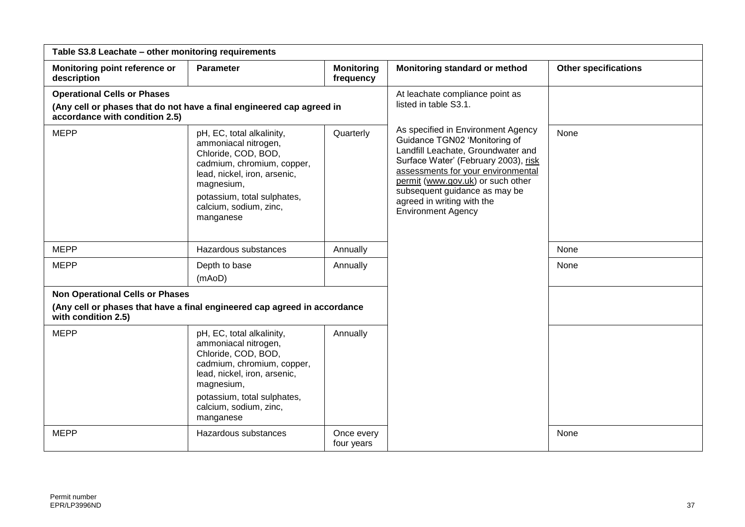| Table S3.8 Leachate – other monitoring requirements | | | | |
|---|---|---|---|---|
| **Monitoring point reference or description** | **Parameter** | **Monitoring frequency** | **Monitoring standard or method** | **Other specifications** |
| **Operational Cells or Phases** **(Any cell or phases that do not have a final engineered cap agreed in accordance with condition 2.5)** | | | At leachate compliance point as listed in table S3.1. As specified in Environment Agency Guidance TGN02 'Monitoring of Landfill Leachate, Groundwater and Surface Water' (February 2003), risk assessments for your environmental permit (www.gov.uk) or such other subsequent guidance as may be agreed in writing with the Environment Agency | |
| MEPP | pH, EC, total alkalinity, ammoniacal nitrogen, Chloride, COD, BOD, cadmium, chromium, copper, lead, nickel, iron, arsenic, magnesium, potassium, total sulphates, calcium, sodium, zinc, manganese | Quarterly | | None |
| MEPP | Hazardous substances | Annually | | None |
| MEPP | Depth to base (mAoD) | Annually | | None |
| **Non Operational Cells or Phases** **(Any cell or phases that have a final engineered cap agreed in accordance with condition 2.5)** | | | | |
| MEPP | pH, EC, total alkalinity, ammoniacal nitrogen, Chloride, COD, BOD, cadmium, chromium, copper, lead, nickel, iron, arsenic, magnesium, potassium, total sulphates, calcium, sodium, zinc, manganese | Annually | | |
| MEPP | Hazardous substances | Once every four years | | None |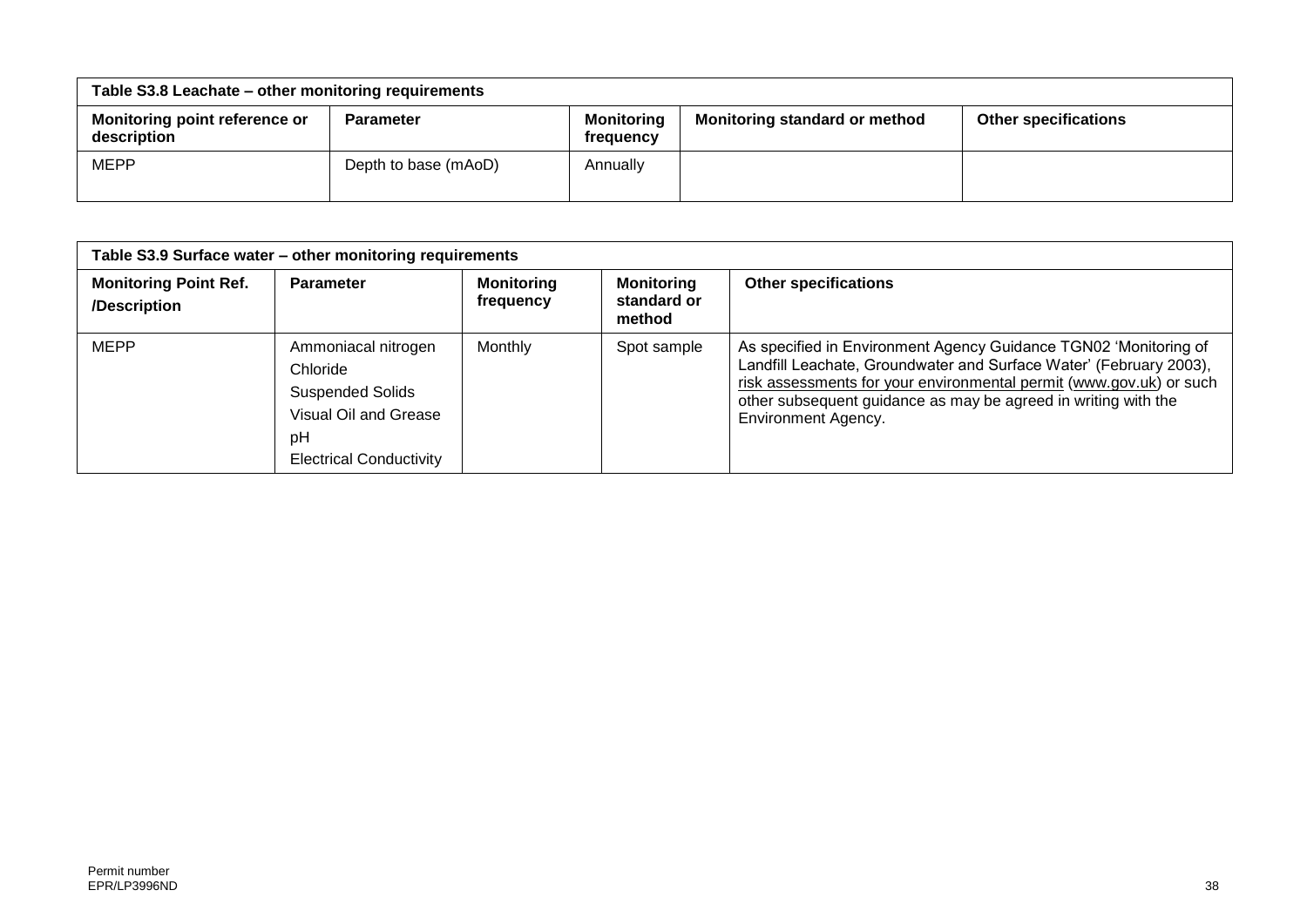| Table S3.8 Leachate – other monitoring requirements | | | | |
|---|---|---|---|---|
| **Monitoring point reference or description** | **Parameter** | **Monitoring frequency** | **Monitoring standard or method** | **Other specifications** |
| MEPP | Depth to base (mAoD) | Annually | | |

| Table S3.9 Surface water – other monitoring requirements | | | | |
|---|---|---|---|---|
| **Monitoring Point Ref. /Description** | **Parameter** | **Monitoring frequency** | **Monitoring standard or method** | **Other specifications** |
| MEPP | Ammoniacal nitrogen<br>Chloride<br>Suspended Solids<br>Visual Oil and Grease<br>pH<br>Electrical Conductivity | Monthly | Spot sample | As specified in Environment Agency Guidance TGN02 'Monitoring of Landfill Leachate, Groundwater and Surface Water' (February 2003), risk assessments for your environmental permit (www.gov.uk) or such other subsequent guidance as may be agreed in writing with the Environment Agency. |

Permit number
EPR/LP3996ND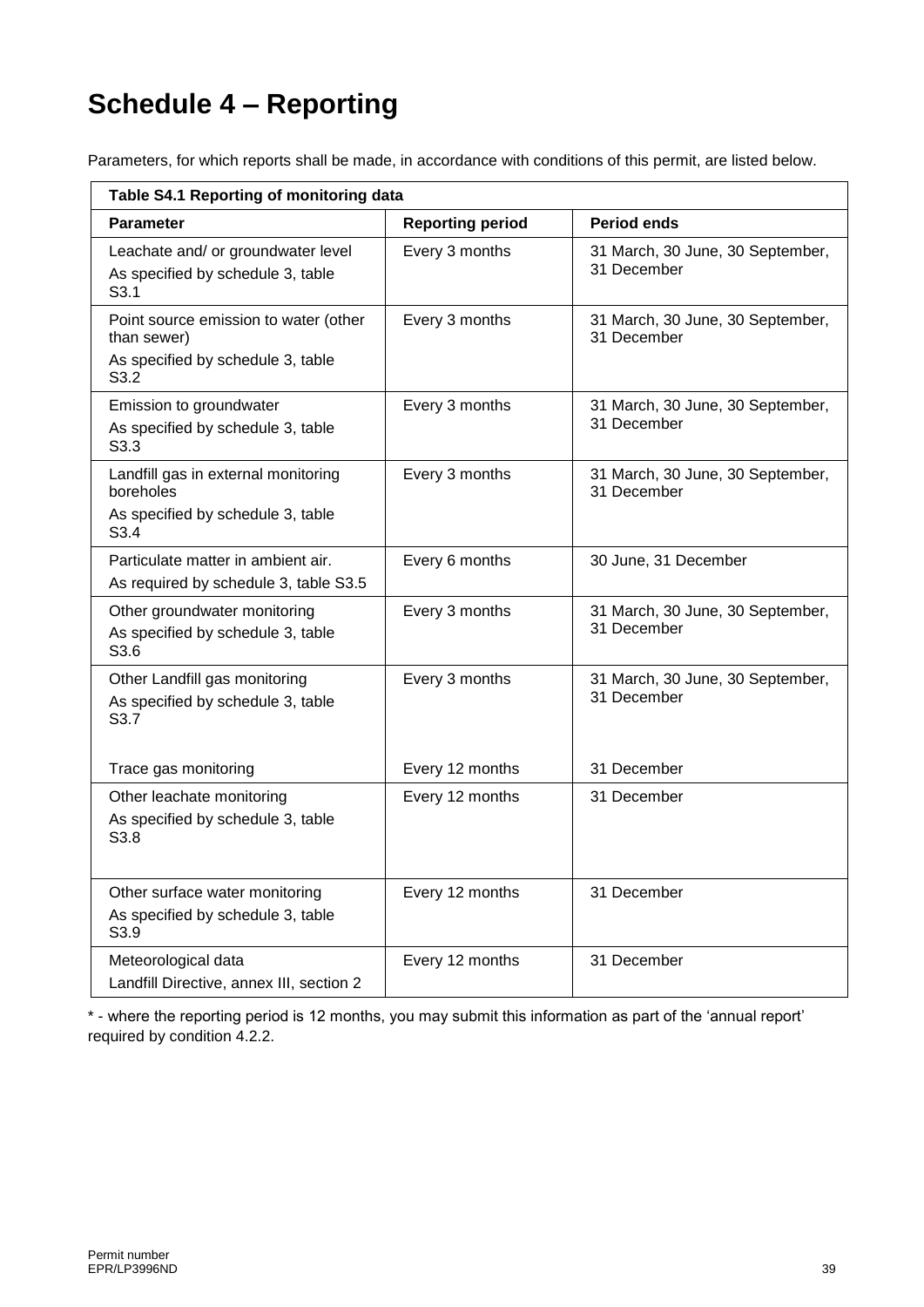# Schedule 4 – Reporting

Parameters, for which reports shall be made, in accordance with conditions of this permit, are listed below.

**Table S4.1 Reporting of monitoring data**

| Parameter | Reporting period | Period ends |
|---|---|---|
| Leachate and/ or groundwater level<br>As specified by schedule 3, table S3.1 | Every 3 months | 31 March, 30 June, 30 September, 31 December |
| Point source emission to water (other than sewer)<br>As specified by schedule 3, table S3.2 | Every 3 months | 31 March, 30 June, 30 September, 31 December |
| Emission to groundwater<br>As specified by schedule 3, table S3.3 | Every 3 months | 31 March, 30 June, 30 September, 31 December |
| Landfill gas in external monitoring boreholes<br>As specified by schedule 3, table S3.4 | Every 3 months | 31 March, 30 June, 30 September, 31 December |
| Particulate matter in ambient air.<br>As required by schedule 3, table S3.5 | Every 6 months | 30 June, 31 December |
| Other groundwater monitoring<br>As specified by schedule 3, table S3.6 | Every 3 months | 31 March, 30 June, 30 September, 31 December |
| Other Landfill gas monitoring<br>As specified by schedule 3, table S3.7<br><br>Trace gas monitoring | Every 3 months<br><br><br>Every 12 months | 31 March, 30 June, 30 September, 31 December<br><br><br>31 December |
| Other leachate monitoring<br>As specified by schedule 3, table S3.8 | Every 12 months | 31 December |
| Other surface water monitoring<br>As specified by schedule 3, table S3.9 | Every 12 months | 31 December |
| Meteorological data<br>Landfill Directive, annex III, section 2 | Every 12 months | 31 December |

* - where the reporting period is 12 months, you may submit this information as part of the 'annual report' required by condition 4.2.2.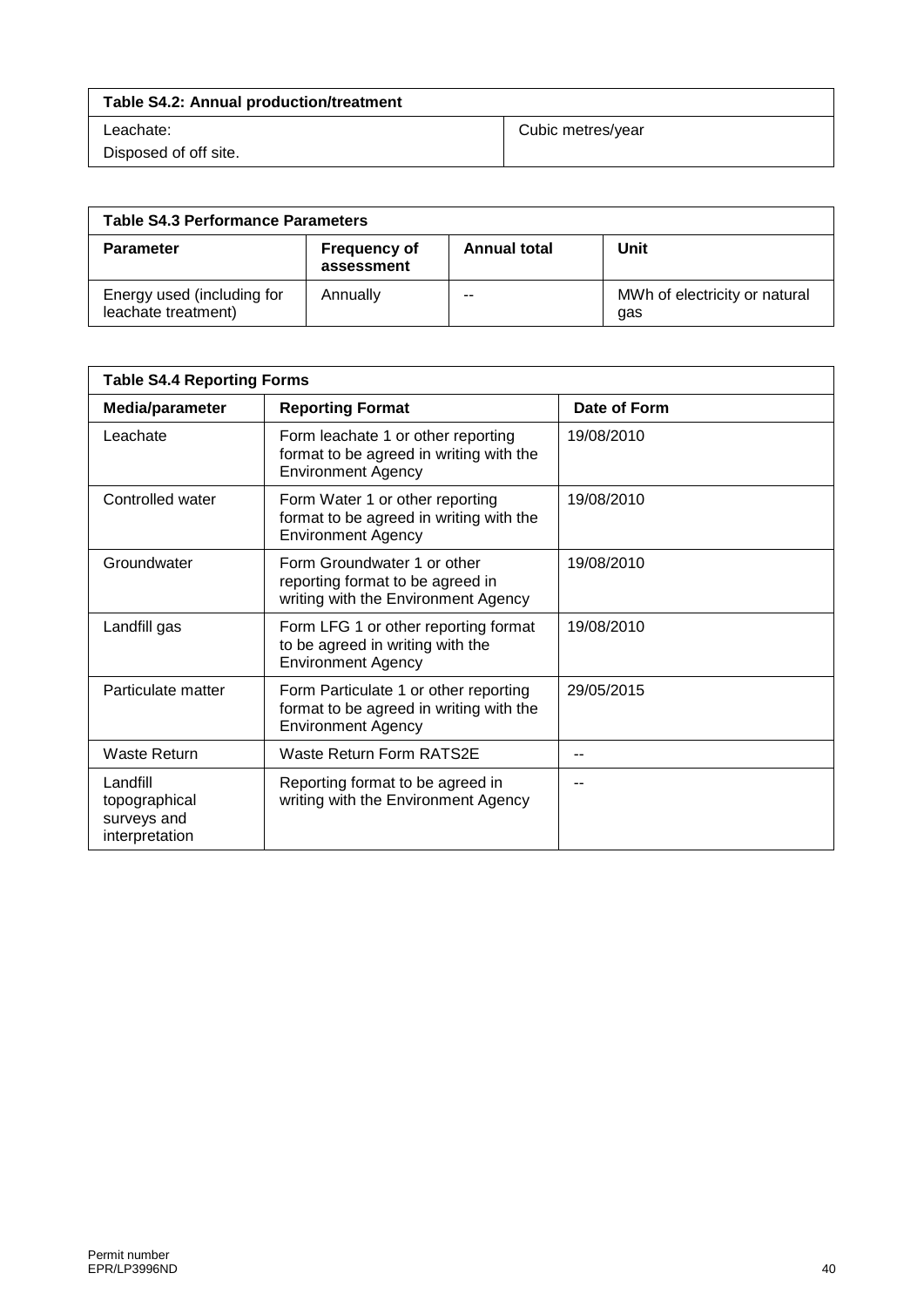| Table S4.2: Annual production/treatment | |
| --- | --- |
| Leachate:<br>Disposed of off site. | Cubic metres/year |

| Table S4.3 Performance Parameters | | | |
| --- | --- | --- | --- |
| **Parameter** | **Frequency of assessment** | **Annual total** | **Unit** |
| Energy used (including for leachate treatment) | Annually | -- | MWh of electricity or natural gas |

| Table S4.4 Reporting Forms | | |
| --- | --- | --- |
| **Media/parameter** | **Reporting Format** | **Date of Form** |
| Leachate | Form leachate 1 or other reporting format to be agreed in writing with the Environment Agency | 19/08/2010 |
| Controlled water | Form Water 1 or other reporting format to be agreed in writing with the Environment Agency | 19/08/2010 |
| Groundwater | Form Groundwater 1 or other reporting format to be agreed in writing with the Environment Agency | 19/08/2010 |
| Landfill gas | Form LFG 1 or other reporting format to be agreed in writing with the Environment Agency | 19/08/2010 |
| Particulate matter | Form Particulate 1 or other reporting format to be agreed in writing with the Environment Agency | 29/05/2015 |
| Waste Return | Waste Return Form RATS2E | -- |
| Landfill topographical surveys and interpretation | Reporting format to be agreed in writing with the Environment Agency | -- |

Permit number
EPR/LP3996ND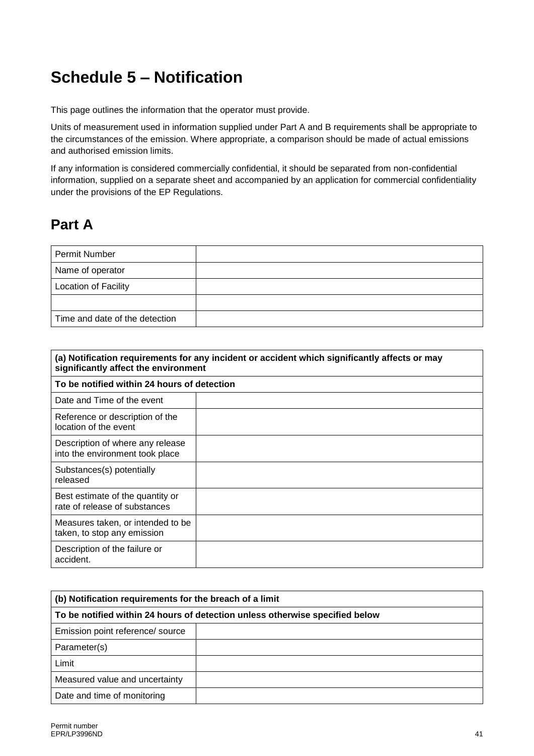# Schedule 5 – Notification

This page outlines the information that the operator must provide.

Units of measurement used in information supplied under Part A and B requirements shall be appropriate to the circumstances of the emission. Where appropriate, a comparison should be made of actual emissions and authorised emission limits.

If any information is considered commercially confidential, it should be separated from non-confidential information, supplied on a separate sheet and accompanied by an application for commercial confidentiality under the provisions of the EP Regulations.

## Part A

| | |
|---|---|
| Permit Number | |
| Name of operator | |
| Location of Facility | |
| | |
| Time and date of the detection | |

| **(a) Notification requirements for any incident or accident which significantly affects or may significantly affect the environment** | |
|---|---|
| **To be notified within 24 hours of detection** | |
| Date and Time of the event | |
| Reference or description of the location of the event | |
| Description of where any release into the environment took place | |
| Substances(s) potentially released | |
| Best estimate of the quantity or rate of release of substances | |
| Measures taken, or intended to be taken, to stop any emission | |
| Description of the failure or accident. | |

| **(b) Notification requirements for the breach of a limit** | |
|---|---|
| **To be notified within 24 hours of detection unless otherwise specified below** | |
| Emission point reference/ source | |
| Parameter(s) | |
| Limit | |
| Measured value and uncertainty | |
| Date and time of monitoring | |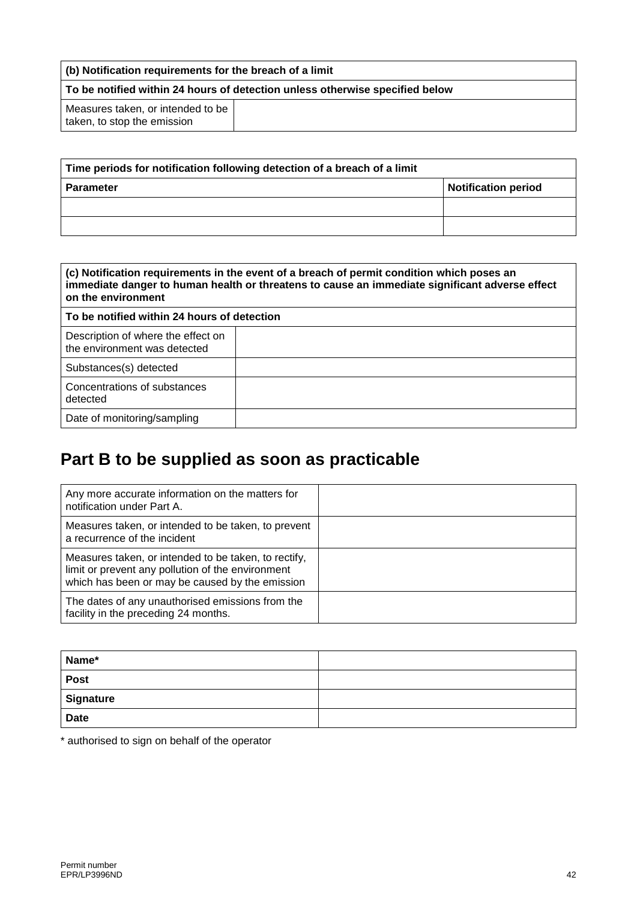| (b) Notification requirements for the breach of a limit | |
|---|---|
| **To be notified within 24 hours of detection unless otherwise specified below** | |
| Measures taken, or intended to be taken, to stop the emission | |

| Time periods for notification following detection of a breach of a limit | |
|---|---|
| **Parameter** | **Notification period** |
| | |
| | |

| (c) Notification requirements in the event of a breach of permit condition which poses an immediate danger to human health or threatens to cause an immediate significant adverse effect on the environment | |
|---|---|
| **To be notified within 24 hours of detection** | |
| Description of where the effect on the environment was detected | |
| Substances(s) detected | |
| Concentrations of substances detected | |
| Date of monitoring/sampling | |

# Part B to be supplied as soon as practicable

| | |
|---|---|
| Any more accurate information on the matters for notification under Part A. | |
| Measures taken, or intended to be taken, to prevent a recurrence of the incident | |
| Measures taken, or intended to be taken, to rectify, limit or prevent any pollution of the environment which has been or may be caused by the emission | |
| The dates of any unauthorised emissions from the facility in the preceding 24 months. | |

| | |
|---|---|
| **Name*** | |
| **Post** | |
| **Signature** | |
| **Date** | |

* authorised to sign on behalf of the operator

Permit number
EPR/LP3996ND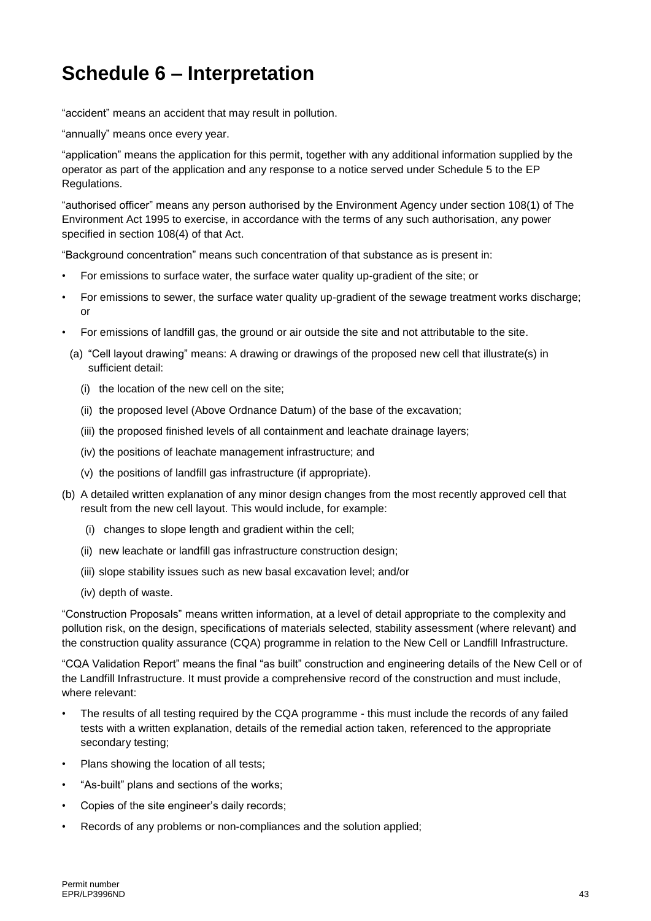# Schedule 6 – Interpretation

"accident" means an accident that may result in pollution.

"annually" means once every year.

"application" means the application for this permit, together with any additional information supplied by the operator as part of the application and any response to a notice served under Schedule 5 to the EP Regulations.

"authorised officer" means any person authorised by the Environment Agency under section 108(1) of The Environment Act 1995 to exercise, in accordance with the terms of any such authorisation, any power specified in section 108(4) of that Act.

"Background concentration" means such concentration of that substance as is present in:

- For emissions to surface water, the surface water quality up-gradient of the site; or
- For emissions to sewer, the surface water quality up-gradient of the sewage treatment works discharge; or
- For emissions of landfill gas, the ground or air outside the site and not attributable to the site.

(a) "Cell layout drawing" means: A drawing or drawings of the proposed new cell that illustrate(s) in sufficient detail:

  (i) the location of the new cell on the site;

  (ii) the proposed level (Above Ordnance Datum) of the base of the excavation;

  (iii) the proposed finished levels of all containment and leachate drainage layers;

  (iv) the positions of leachate management infrastructure; and

  (v) the positions of landfill gas infrastructure (if appropriate).

(b) A detailed written explanation of any minor design changes from the most recently approved cell that result from the new cell layout. This would include, for example:

  (i) changes to slope length and gradient within the cell;

  (ii) new leachate or landfill gas infrastructure construction design;

  (iii) slope stability issues such as new basal excavation level; and/or

  (iv) depth of waste.

"Construction Proposals" means written information, at a level of detail appropriate to the complexity and pollution risk, on the design, specifications of materials selected, stability assessment (where relevant) and the construction quality assurance (CQA) programme in relation to the New Cell or Landfill Infrastructure.

"CQA Validation Report" means the final "as built" construction and engineering details of the New Cell or of the Landfill Infrastructure. It must provide a comprehensive record of the construction and must include, where relevant:

- The results of all testing required by the CQA programme - this must include the records of any failed tests with a written explanation, details of the remedial action taken, referenced to the appropriate secondary testing;
- Plans showing the location of all tests;
- "As-built" plans and sections of the works;
- Copies of the site engineer's daily records;
- Records of any problems or non-compliances and the solution applied;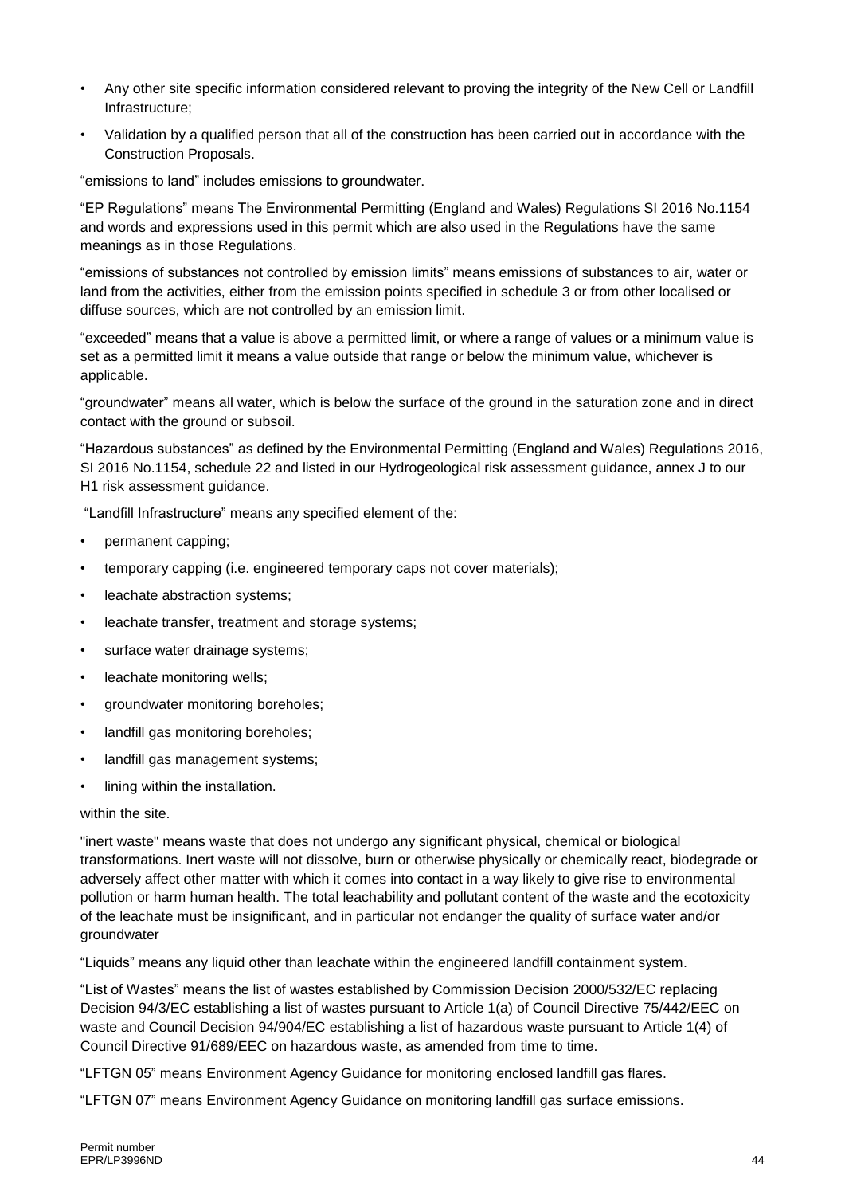- Any other site specific information considered relevant to proving the integrity of the New Cell or Landfill Infrastructure;
- Validation by a qualified person that all of the construction has been carried out in accordance with the Construction Proposals.

"emissions to land" includes emissions to groundwater.

"EP Regulations" means The Environmental Permitting (England and Wales) Regulations SI 2016 No.1154 and words and expressions used in this permit which are also used in the Regulations have the same meanings as in those Regulations.

"emissions of substances not controlled by emission limits" means emissions of substances to air, water or land from the activities, either from the emission points specified in schedule 3 or from other localised or diffuse sources, which are not controlled by an emission limit.

"exceeded" means that a value is above a permitted limit, or where a range of values or a minimum value is set as a permitted limit it means a value outside that range or below the minimum value, whichever is applicable.

"groundwater" means all water, which is below the surface of the ground in the saturation zone and in direct contact with the ground or subsoil.

"Hazardous substances" as defined by the Environmental Permitting (England and Wales) Regulations 2016, SI 2016 No.1154, schedule 22 and listed in our Hydrogeological risk assessment guidance, annex J to our H1 risk assessment guidance.

"Landfill Infrastructure" means any specified element of the:

- permanent capping;
- temporary capping (i.e. engineered temporary caps not cover materials);
- leachate abstraction systems;
- leachate transfer, treatment and storage systems;
- surface water drainage systems;
- leachate monitoring wells;
- groundwater monitoring boreholes;
- landfill gas monitoring boreholes;
- landfill gas management systems;
- lining within the installation.

within the site.

"inert waste" means waste that does not undergo any significant physical, chemical or biological transformations. Inert waste will not dissolve, burn or otherwise physically or chemically react, biodegrade or adversely affect other matter with which it comes into contact in a way likely to give rise to environmental pollution or harm human health. The total leachability and pollutant content of the waste and the ecotoxicity of the leachate must be insignificant, and in particular not endanger the quality of surface water and/or groundwater

"Liquids" means any liquid other than leachate within the engineered landfill containment system.

"List of Wastes" means the list of wastes established by Commission Decision 2000/532/EC replacing Decision 94/3/EC establishing a list of wastes pursuant to Article 1(a) of Council Directive 75/442/EEC on waste and Council Decision 94/904/EC establishing a list of hazardous waste pursuant to Article 1(4) of Council Directive 91/689/EEC on hazardous waste, as amended from time to time.

"LFTGN 05" means Environment Agency Guidance for monitoring enclosed landfill gas flares.

"LFTGN 07" means Environment Agency Guidance on monitoring landfill gas surface emissions.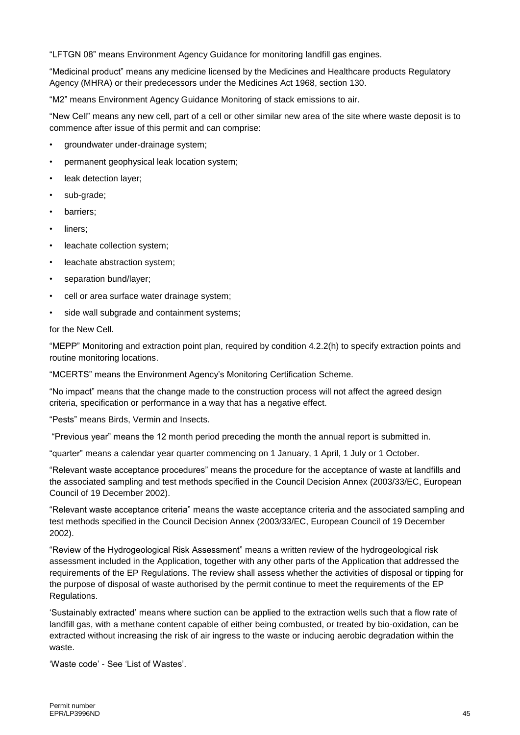"LFTGN 08" means Environment Agency Guidance for monitoring landfill gas engines.

"Medicinal product" means any medicine licensed by the Medicines and Healthcare products Regulatory Agency (MHRA) or their predecessors under the Medicines Act 1968, section 130.

"M2" means Environment Agency Guidance Monitoring of stack emissions to air.

"New Cell" means any new cell, part of a cell or other similar new area of the site where waste deposit is to commence after issue of this permit and can comprise:

- groundwater under-drainage system;
- permanent geophysical leak location system;
- leak detection layer;
- sub-grade;
- barriers;
- liners;
- leachate collection system;
- leachate abstraction system;
- separation bund/layer;
- cell or area surface water drainage system;
- side wall subgrade and containment systems;

for the New Cell.

"MEPP" Monitoring and extraction point plan, required by condition 4.2.2(h) to specify extraction points and routine monitoring locations.

"MCERTS" means the Environment Agency's Monitoring Certification Scheme.

"No impact" means that the change made to the construction process will not affect the agreed design criteria, specification or performance in a way that has a negative effect.

"Pests" means Birds, Vermin and Insects.

"Previous year" means the 12 month period preceding the month the annual report is submitted in.

"quarter" means a calendar year quarter commencing on 1 January, 1 April, 1 July or 1 October.

"Relevant waste acceptance procedures" means the procedure for the acceptance of waste at landfills and the associated sampling and test methods specified in the Council Decision Annex (2003/33/EC, European Council of 19 December 2002).

"Relevant waste acceptance criteria" means the waste acceptance criteria and the associated sampling and test methods specified in the Council Decision Annex (2003/33/EC, European Council of 19 December 2002).

"Review of the Hydrogeological Risk Assessment" means a written review of the hydrogeological risk assessment included in the Application, together with any other parts of the Application that addressed the requirements of the EP Regulations. The review shall assess whether the activities of disposal or tipping for the purpose of disposal of waste authorised by the permit continue to meet the requirements of the EP Regulations.

'Sustainably extracted' means where suction can be applied to the extraction wells such that a flow rate of landfill gas, with a methane content capable of either being combusted, or treated by bio-oxidation, can be extracted without increasing the risk of air ingress to the waste or inducing aerobic degradation within the waste.

'Waste code' - See 'List of Wastes'.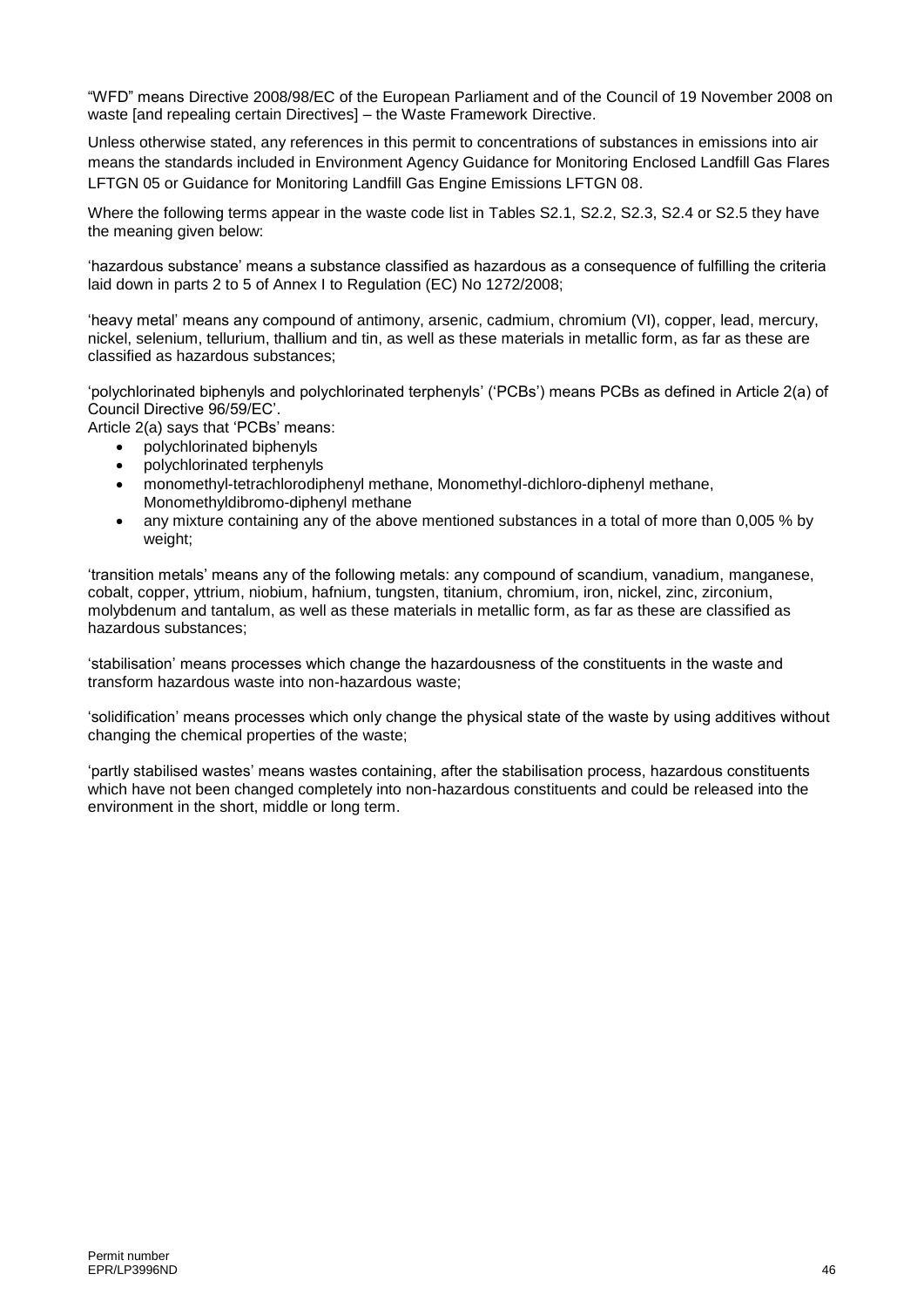"WFD" means Directive 2008/98/EC of the European Parliament and of the Council of 19 November 2008 on waste [and repealing certain Directives] – the Waste Framework Directive.

Unless otherwise stated, any references in this permit to concentrations of substances in emissions into air means the standards included in Environment Agency Guidance for Monitoring Enclosed Landfill Gas Flares LFTGN 05 or Guidance for Monitoring Landfill Gas Engine Emissions LFTGN 08.

Where the following terms appear in the waste code list in Tables S2.1, S2.2, S2.3, S2.4 or S2.5 they have the meaning given below:

'hazardous substance' means a substance classified as hazardous as a consequence of fulfilling the criteria laid down in parts 2 to 5 of Annex I to Regulation (EC) No 1272/2008;

'heavy metal' means any compound of antimony, arsenic, cadmium, chromium (VI), copper, lead, mercury, nickel, selenium, tellurium, thallium and tin, as well as these materials in metallic form, as far as these are classified as hazardous substances;

'polychlorinated biphenyls and polychlorinated terphenyls' ('PCBs') means PCBs as defined in Article 2(a) of Council Directive 96/59/EC'.

Article 2(a) says that 'PCBs' means:

- polychlorinated biphenyls
- polychlorinated terphenyls
- monomethyl-tetrachlorodiphenyl methane, Monomethyl-dichloro-diphenyl methane, Monomethyldibromo-diphenyl methane
- any mixture containing any of the above mentioned substances in a total of more than 0,005 % by weight;

'transition metals' means any of the following metals: any compound of scandium, vanadium, manganese, cobalt, copper, yttrium, niobium, hafnium, tungsten, titanium, chromium, iron, nickel, zinc, zirconium, molybdenum and tantalum, as well as these materials in metallic form, as far as these are classified as hazardous substances;

'stabilisation' means processes which change the hazardousness of the constituents in the waste and transform hazardous waste into non-hazardous waste;

'solidification' means processes which only change the physical state of the waste by using additives without changing the chemical properties of the waste;

'partly stabilised wastes' means wastes containing, after the stabilisation process, hazardous constituents which have not been changed completely into non-hazardous constituents and could be released into the environment in the short, middle or long term.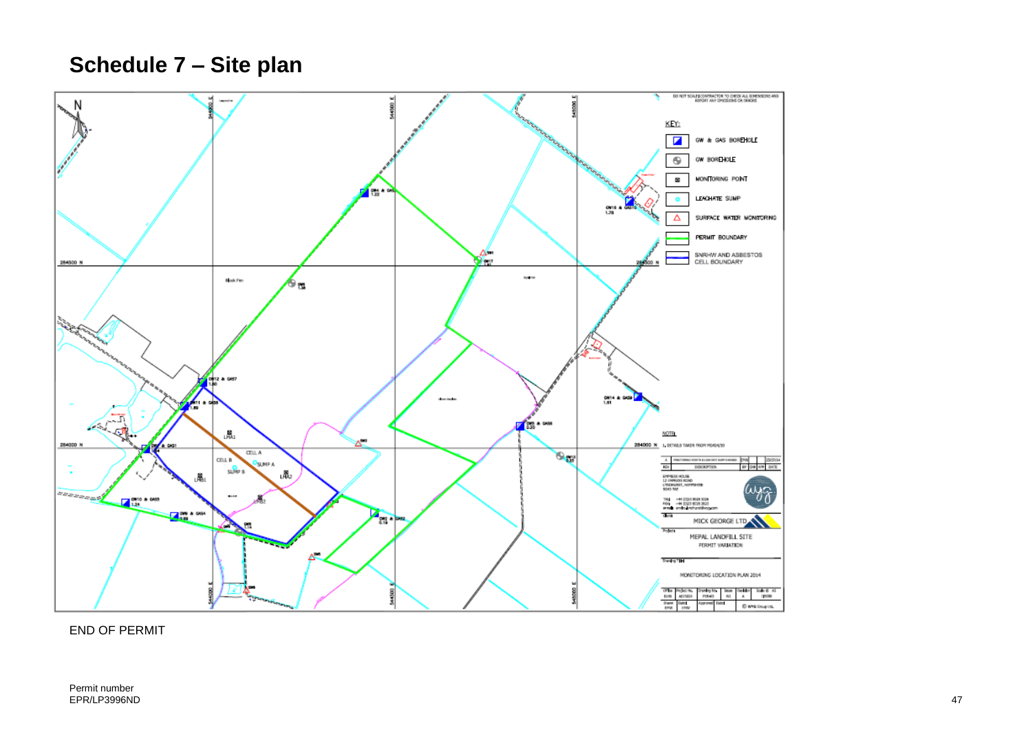# Schedule 7 – Site plan

DO NOT SCALE | CONTRACTOR TO CHECK ALL DIMENSIONS AND REPORT ANY OMISSIONS OR ERRORS

KEY:

GW & GAS BOREHOLE

GW BOREHOLE

MONITORING POINT

LEACHATE SUMP

SURFACE WATER MONITORING

PERMIT BOUNDARY

SNRHW AND ASBESTOS CELL BOUNDARY

NOTE:

1. DETAILS TAKEN FROM PE424/20

MICK GEORGE LTD

MEPAL LANDFILL SITE

PERMIT VARIATION

MONITORING LOCATION PLAN 2014

© WYG Group Ltd.

END OF PERMIT